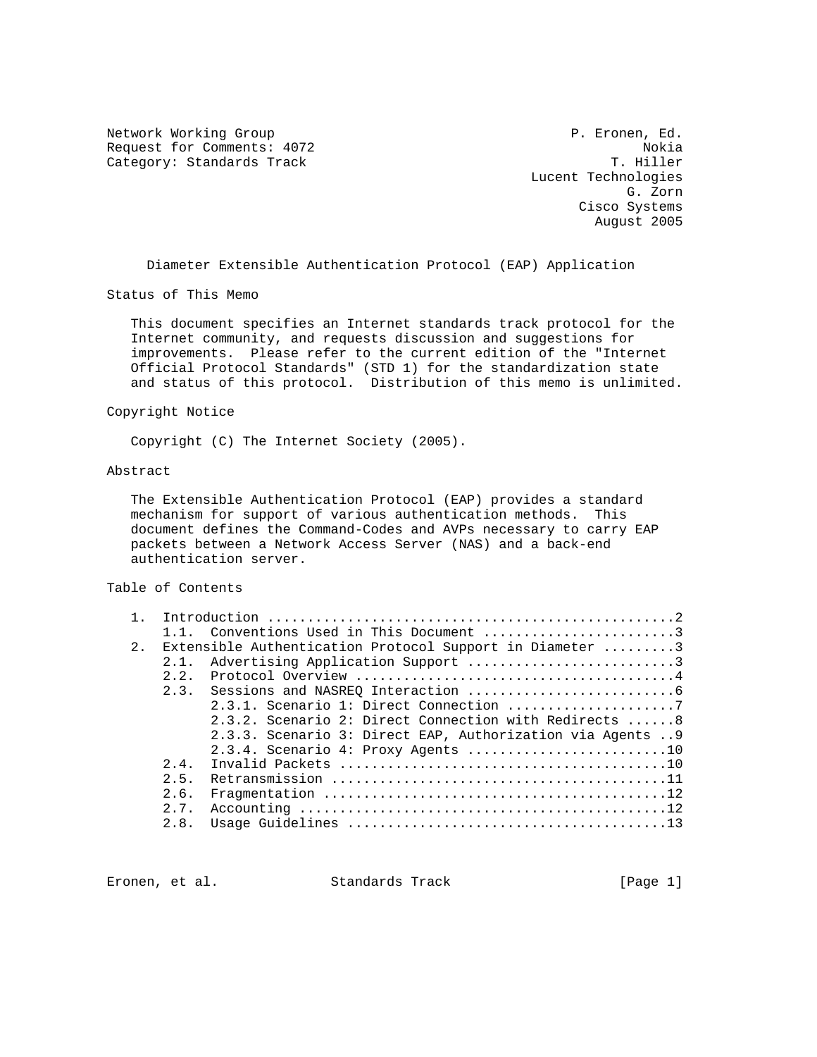Network Working Group P. Eronen, Ed.
Request for Comments: 4072 Nokia
Category: Standards Track T. Hiller
Lucent Technologies
G. Zorn
Cisco Systems
August 2005

# Diameter Extensible Authentication Protocol (EAP) Application

## Status of This Memo

This document specifies an Internet standards track protocol for the Internet community, and requests discussion and suggestions for improvements. Please refer to the current edition of the "Internet Official Protocol Standards" (STD 1) for the standardization state and status of this protocol. Distribution of this memo is unlimited.

## Copyright Notice

Copyright (C) The Internet Society (2005).

## Abstract

The Extensible Authentication Protocol (EAP) provides a standard mechanism for support of various authentication methods. This document defines the Command-Codes and AVPs necessary to carry EAP packets between a Network Access Server (NAS) and a back-end authentication server.

## Table of Contents

```
   1.  Introduction ....................................................2
       1.1.  Conventions Used in This Document .........................3
   2.  Extensible Authentication Protocol Support in Diameter .........3
       2.1.  Advertising Application Support ..........................3
       2.2.  Protocol Overview ........................................4
       2.3.  Sessions and NASREQ Interaction ..........................6
             2.3.1. Scenario 1: Direct Connection .....................7
             2.3.2. Scenario 2: Direct Connection with Redirects ......8
             2.3.3. Scenario 3: Direct EAP, Authorization via Agents ..9
             2.3.4. Scenario 4: Proxy Agents .........................10
       2.4.  Invalid Packets .........................................10
       2.5.  Retransmission ..........................................11
       2.6.  Fragmentation ...........................................12
       2.7.  Accounting ..............................................12
       2.8.  Usage Guidelines ........................................13
```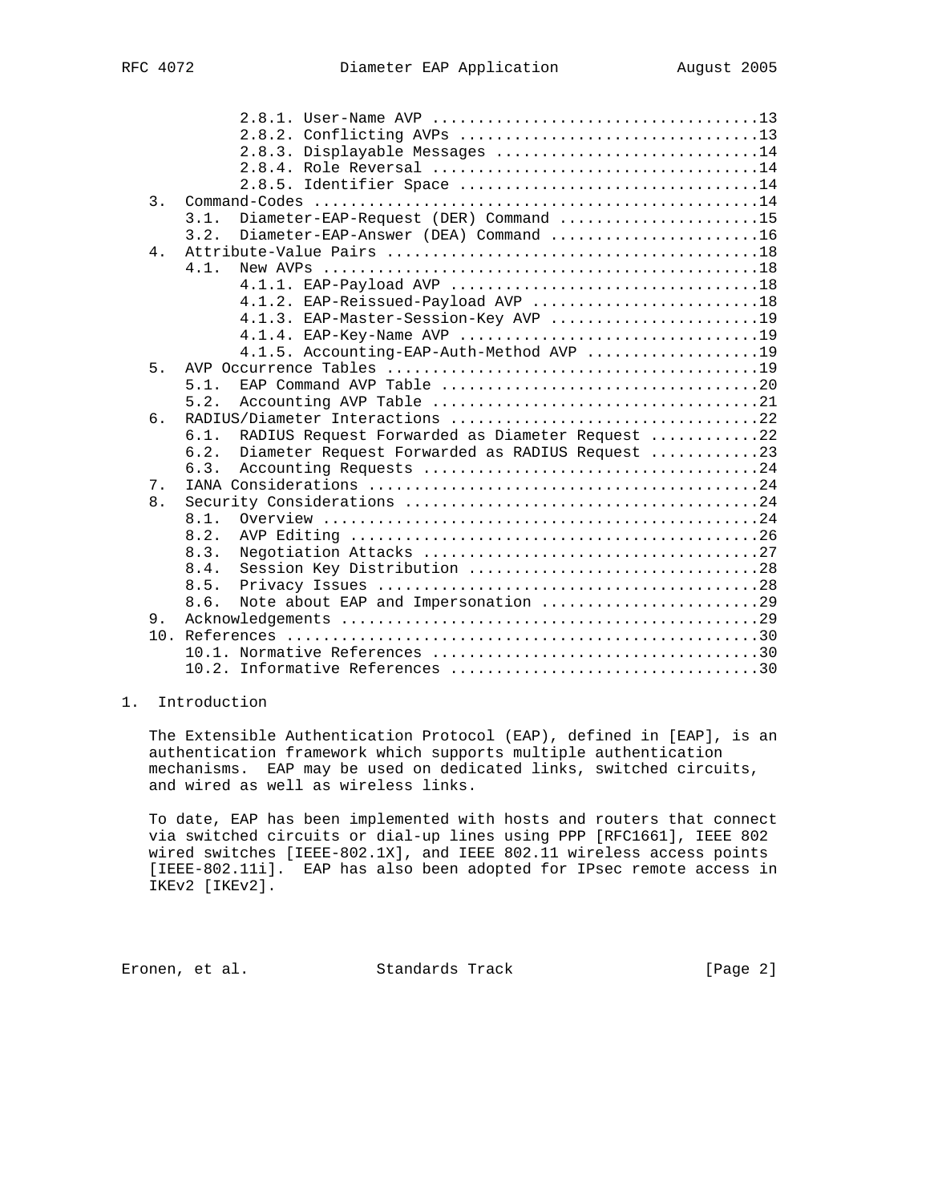2.8.1. User-Name AVP ...................................13
2.8.2. Conflicting AVPs ................................13
2.8.3. Displayable Messages ............................14
2.8.4. Role Reversal ...................................14
2.8.5. Identifier Space ................................14
3. Command-Codes ................................................14
3.1. Diameter-EAP-Request (DER) Command ......................15
3.2. Diameter-EAP-Answer (DEA) Command .......................16
4. Attribute-Value Pairs .........................................18
4.1. New AVPs ................................................18
4.1.1. EAP-Payload AVP .................................18
4.1.2. EAP-Reissued-Payload AVP ........................18
4.1.3. EAP-Master-Session-Key AVP ......................19
4.1.4. EAP-Key-Name AVP ................................19
4.1.5. Accounting-EAP-Auth-Method AVP ..................19
5. AVP Occurrence Tables .........................................19
5.1. EAP Command AVP Table ...................................20
5.2. Accounting AVP Table ....................................21
6. RADIUS/Diameter Interactions ..................................22
6.1. RADIUS Request Forwarded as Diameter Request ............22
6.2. Diameter Request Forwarded as RADIUS Request ............23
6.3. Accounting Requests .....................................24
7. IANA Considerations ...........................................24
8. Security Considerations .......................................24
8.1. Overview ................................................24
8.2. AVP Editing .............................................26
8.3. Negotiation Attacks .....................................27
8.4. Session Key Distribution ................................28
8.5. Privacy Issues ..........................................28
8.6. Note about EAP and Impersonation ........................29
9. Acknowledgements ..............................................29
10. References ...................................................30
10.1. Normative References ...................................30
10.2. Informative References .................................30

# 1. Introduction

The Extensible Authentication Protocol (EAP), defined in [EAP], is an authentication framework which supports multiple authentication mechanisms. EAP may be used on dedicated links, switched circuits, and wired as well as wireless links.

To date, EAP has been implemented with hosts and routers that connect via switched circuits or dial-up lines using PPP [RFC1661], IEEE 802 wired switches [IEEE-802.1X], and IEEE 802.11 wireless access points [IEEE-802.11i]. EAP has also been adopted for IPsec remote access in IKEv2 [IKEv2].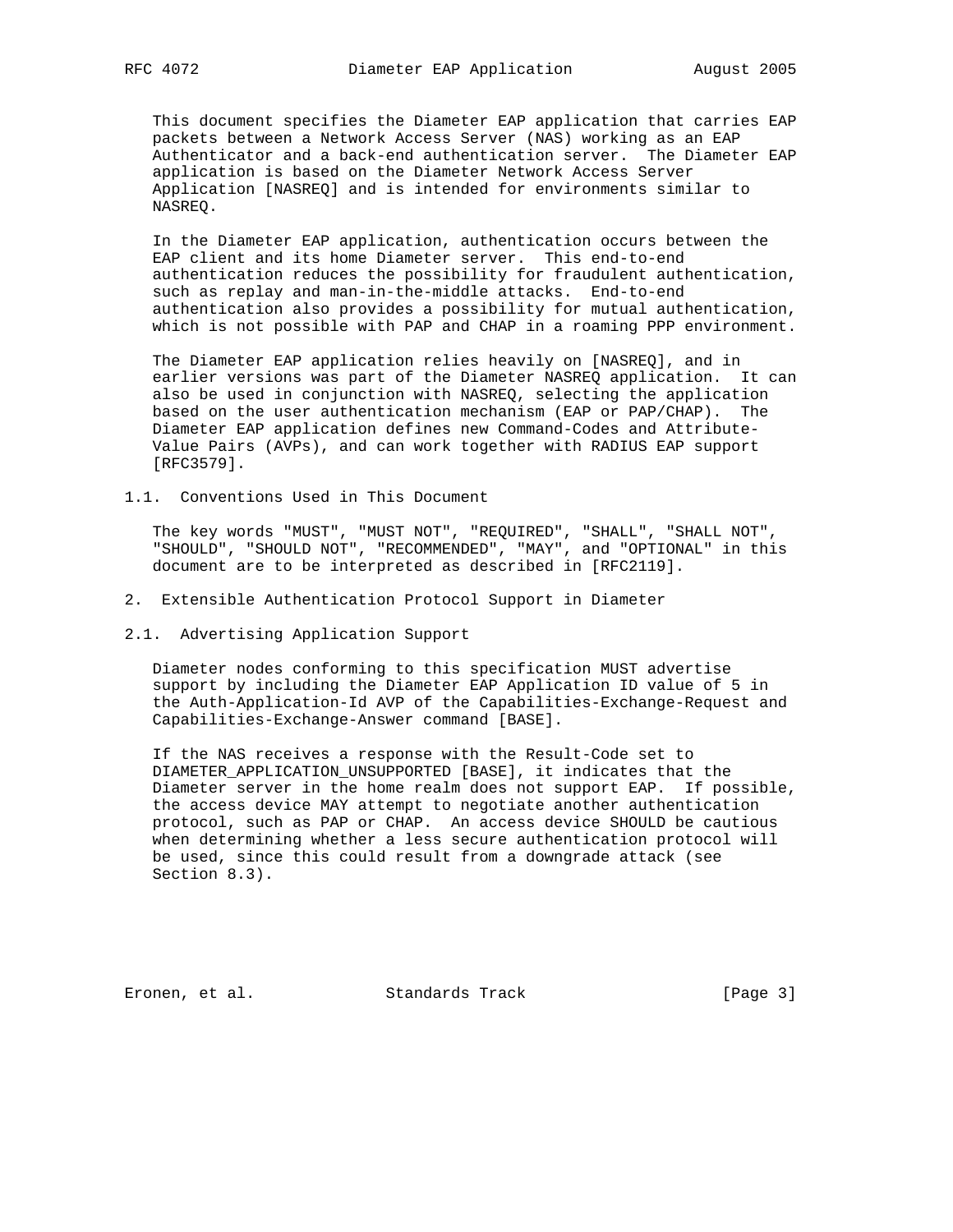This document specifies the Diameter EAP application that carries EAP packets between a Network Access Server (NAS) working as an EAP Authenticator and a back-end authentication server. The Diameter EAP application is based on the Diameter Network Access Server Application [NASREQ] and is intended for environments similar to NASREQ.

In the Diameter EAP application, authentication occurs between the EAP client and its home Diameter server. This end-to-end authentication reduces the possibility for fraudulent authentication, such as replay and man-in-the-middle attacks. End-to-end authentication also provides a possibility for mutual authentication, which is not possible with PAP and CHAP in a roaming PPP environment.

The Diameter EAP application relies heavily on [NASREQ], and in earlier versions was part of the Diameter NASREQ application. It can also be used in conjunction with NASREQ, selecting the application based on the user authentication mechanism (EAP or PAP/CHAP). The Diameter EAP application defines new Command-Codes and Attribute-Value Pairs (AVPs), and can work together with RADIUS EAP support [RFC3579].

### 1.1. Conventions Used in This Document

The key words "MUST", "MUST NOT", "REQUIRED", "SHALL", "SHALL NOT", "SHOULD", "SHOULD NOT", "RECOMMENDED", "MAY", and "OPTIONAL" in this document are to be interpreted as described in [RFC2119].

## 2. Extensible Authentication Protocol Support in Diameter

### 2.1. Advertising Application Support

Diameter nodes conforming to this specification MUST advertise support by including the Diameter EAP Application ID value of 5 in the Auth-Application-Id AVP of the Capabilities-Exchange-Request and Capabilities-Exchange-Answer command [BASE].

If the NAS receives a response with the Result-Code set to DIAMETER_APPLICATION_UNSUPPORTED [BASE], it indicates that the Diameter server in the home realm does not support EAP. If possible, the access device MAY attempt to negotiate another authentication protocol, such as PAP or CHAP. An access device SHOULD be cautious when determining whether a less secure authentication protocol will be used, since this could result from a downgrade attack (see Section 8.3).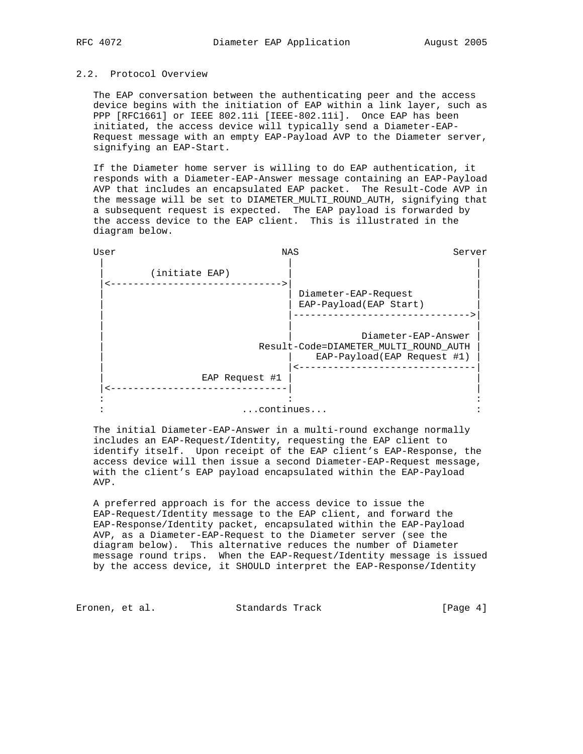### 2.2. Protocol Overview

The EAP conversation between the authenticating peer and the access device begins with the initiation of EAP within a link layer, such as PPP [RFC1661] or IEEE 802.11i [IEEE-802.11i]. Once EAP has been initiated, the access device will typically send a Diameter-EAP-Request message with an empty EAP-Payload AVP to the Diameter server, signifying an EAP-Start.

If the Diameter home server is willing to do EAP authentication, it responds with a Diameter-EAP-Answer message containing an EAP-Payload AVP that includes an encapsulated EAP packet. The Result-Code AVP in the message will be set to DIAMETER_MULTI_ROUND_AUTH, signifying that a subsequent request is expected. The EAP payload is forwarded by the access device to the EAP client. This is illustrated in the diagram below.

```
User                            NAS                           Server
 |                               |                               |
 |        (initiate EAP)         |                               |
 |<----------------------------->|                               |
 |                               | Diameter-EAP-Request          |
 |                               | EAP-Payload(EAP Start)        |
 |                               |------------------------------>|
 |                               |                               |
 |                               |           Diameter-EAP-Answer |
 |                          Result-Code=DIAMETER_MULTI_ROUND_AUTH |
 |                               |    EAP-Payload(EAP Request #1) |
 |                               |<------------------------------|
 |                EAP Request #1 |                               |
 |<------------------------------|                               |
 :                               :                               :
 :                         ...continues...                       :
```

The initial Diameter-EAP-Answer in a multi-round exchange normally includes an EAP-Request/Identity, requesting the EAP client to identify itself. Upon receipt of the EAP client's EAP-Response, the access device will then issue a second Diameter-EAP-Request message, with the client's EAP payload encapsulated within the EAP-Payload AVP.

A preferred approach is for the access device to issue the EAP-Request/Identity message to the EAP client, and forward the EAP-Response/Identity packet, encapsulated within the EAP-Payload AVP, as a Diameter-EAP-Request to the Diameter server (see the diagram below). This alternative reduces the number of Diameter message round trips. When the EAP-Request/Identity message is issued by the access device, it SHOULD interpret the EAP-Response/Identity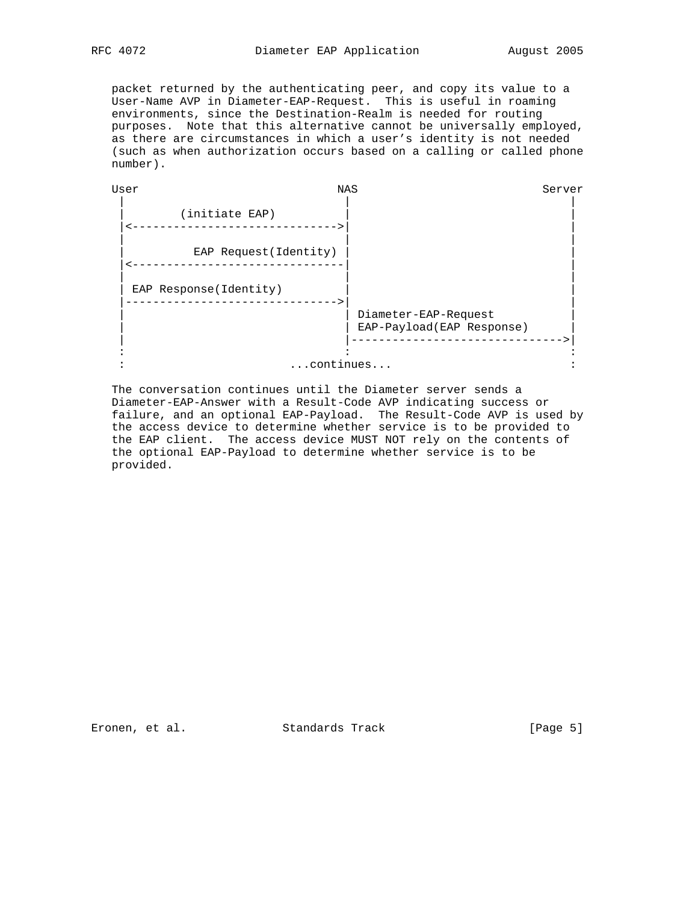packet returned by the authenticating peer, and copy its value to a User-Name AVP in Diameter-EAP-Request. This is useful in roaming environments, since the Destination-Realm is needed for routing purposes. Note that this alternative cannot be universally employed, as there are circumstances in which a user's identity is not needed (such as when authorization occurs based on a calling or called phone number).

```
User                            NAS                              Server
 |                               |                                  |
 |        (initiate EAP)         |                                  |
 |<----------------------------->|                                  |
 |                               |                                  |
 |          EAP Request(Identity) |                                 |
 |<------------------------------|                                  |
 |                               |                                  |
 | EAP Response(Identity)        |                                  |
 |------------------------------>|                                  |
 |                               | Diameter-EAP-Request             |
 |                               | EAP-Payload(EAP Response)        |
 |                               |--------------------------------->|
 :                               :                                  :
 :                        ...continues...                           :
```

The conversation continues until the Diameter server sends a Diameter-EAP-Answer with a Result-Code AVP indicating success or failure, and an optional EAP-Payload. The Result-Code AVP is used by the access device to determine whether service is to be provided to the EAP client. The access device MUST NOT rely on the contents of the optional EAP-Payload to determine whether service is to be provided.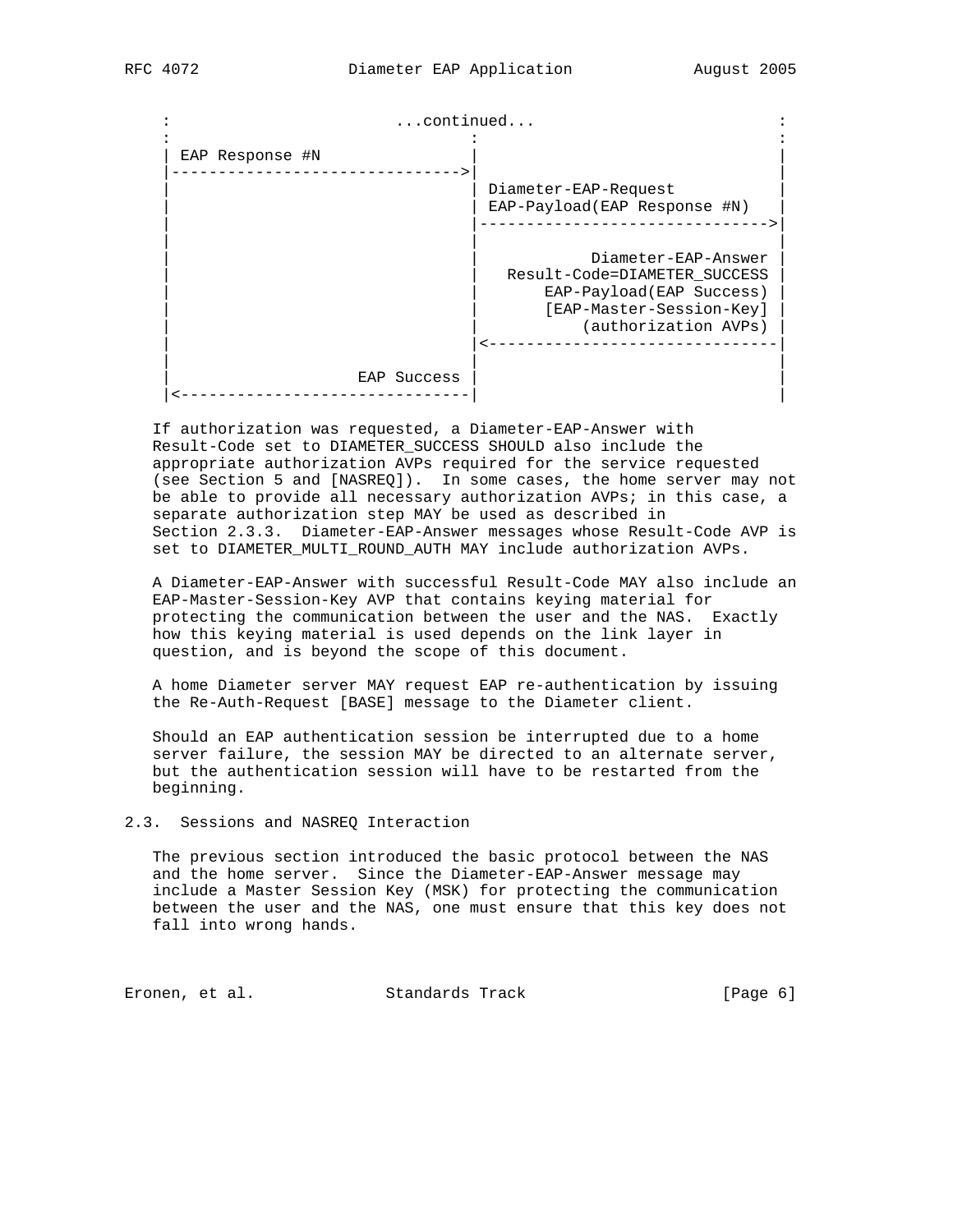```
   :                      ...continued...                       :
   :                              :                             :
   | EAP Response #N              |                             |
   |------------------------------>|                             |
   |                              | Diameter-EAP-Request        |
   |                              | EAP-Payload(EAP Response #N)|
   |                              |------------------------------>|
   |                              |                             |
   |                              |          Diameter-EAP-Answer|
   |                              |   Result-Code=DIAMETER_SUCCESS|
   |                              |       EAP-Payload(EAP Success)|
   |                              |       [EAP-Master-Session-Key]|
   |                              |           (authorization AVPs)|
   |                              |<------------------------------|
   |                              |                             |
   |                   EAP Success |                             |
   |<------------------------------|                             |
```

If authorization was requested, a Diameter-EAP-Answer with Result-Code set to DIAMETER_SUCCESS SHOULD also include the appropriate authorization AVPs required for the service requested (see Section 5 and [NASREQ]). In some cases, the home server may not be able to provide all necessary authorization AVPs; in this case, a separate authorization step MAY be used as described in Section 2.3.3. Diameter-EAP-Answer messages whose Result-Code AVP is set to DIAMETER_MULTI_ROUND_AUTH MAY include authorization AVPs.

A Diameter-EAP-Answer with successful Result-Code MAY also include an EAP-Master-Session-Key AVP that contains keying material for protecting the communication between the user and the NAS. Exactly how this keying material is used depends on the link layer in question, and is beyond the scope of this document.

A home Diameter server MAY request EAP re-authentication by issuing the Re-Auth-Request [BASE] message to the Diameter client.

Should an EAP authentication session be interrupted due to a home server failure, the session MAY be directed to an alternate server, but the authentication session will have to be restarted from the beginning.

## 2.3. Sessions and NASREQ Interaction

The previous section introduced the basic protocol between the NAS and the home server. Since the Diameter-EAP-Answer message may include a Master Session Key (MSK) for protecting the communication between the user and the NAS, one must ensure that this key does not fall into wrong hands.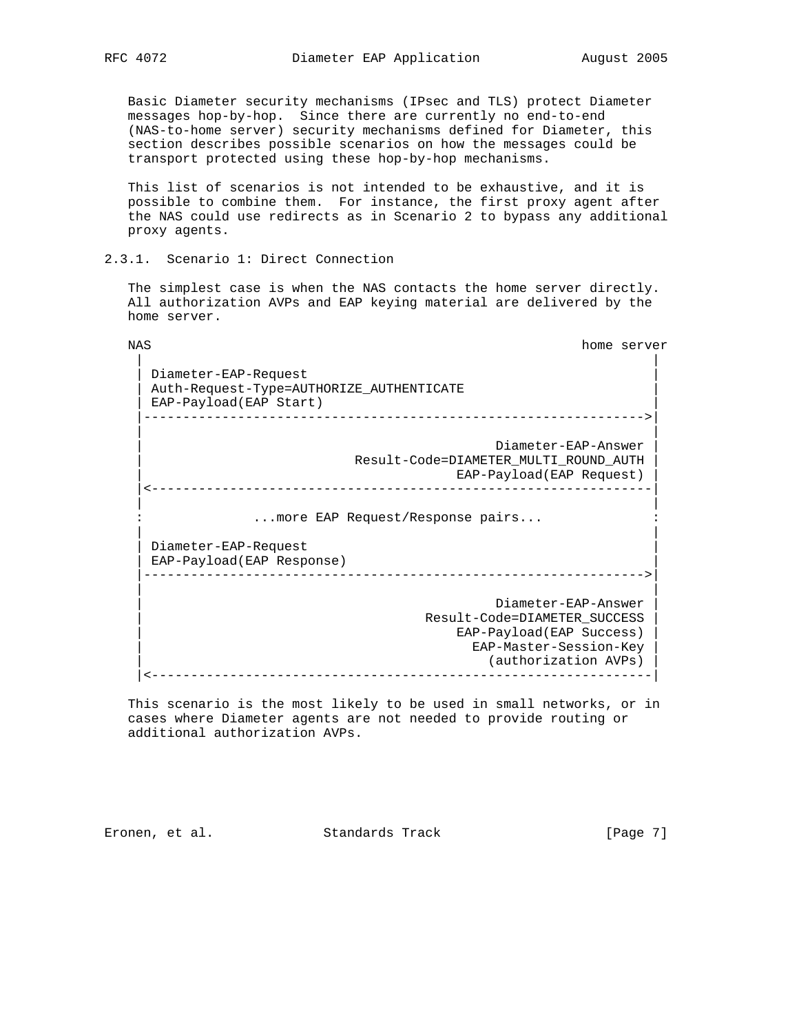Basic Diameter security mechanisms (IPsec and TLS) protect Diameter messages hop-by-hop. Since there are currently no end-to-end (NAS-to-home server) security mechanisms defined for Diameter, this section describes possible scenarios on how the messages could be transport protected using these hop-by-hop mechanisms.

This list of scenarios is not intended to be exhaustive, and it is possible to combine them. For instance, the first proxy agent after the NAS could use redirects as in Scenario 2 to bypass any additional proxy agents.

### 2.3.1. Scenario 1: Direct Connection

The simplest case is when the NAS contacts the home server directly. All authorization AVPs and EAP keying material are delivered by the home server.

```
NAS                                                       home server
 |                                                                |
 | Diameter-EAP-Request                                           |
 | Auth-Request-Type=AUTHORIZE_AUTHENTICATE                       |
 | EAP-Payload(EAP Start)                                         |
 |--------------------------------------------------------------->|
 |                                                                |
 |                                            Diameter-EAP-Answer |
 |                       Result-Code=DIAMETER_MULTI_ROUND_AUTH |
 |                                         EAP-Payload(EAP Request) |
 |<---------------------------------------------------------------|
 |                                                                |
 :              ...more EAP Request/Response pairs...             :
 |                                                                |
 | Diameter-EAP-Request                                           |
 | EAP-Payload(EAP Response)                                      |
 |--------------------------------------------------------------->|
 |                                                                |
 |                                            Diameter-EAP-Answer |
 |                                   Result-Code=DIAMETER_SUCCESS |
 |                                         EAP-Payload(EAP Success) |
 |                                          EAP-Master-Session-Key |
 |                                             (authorization AVPs) |
 |<---------------------------------------------------------------|
```

This scenario is the most likely to be used in small networks, or in cases where Diameter agents are not needed to provide routing or additional authorization AVPs.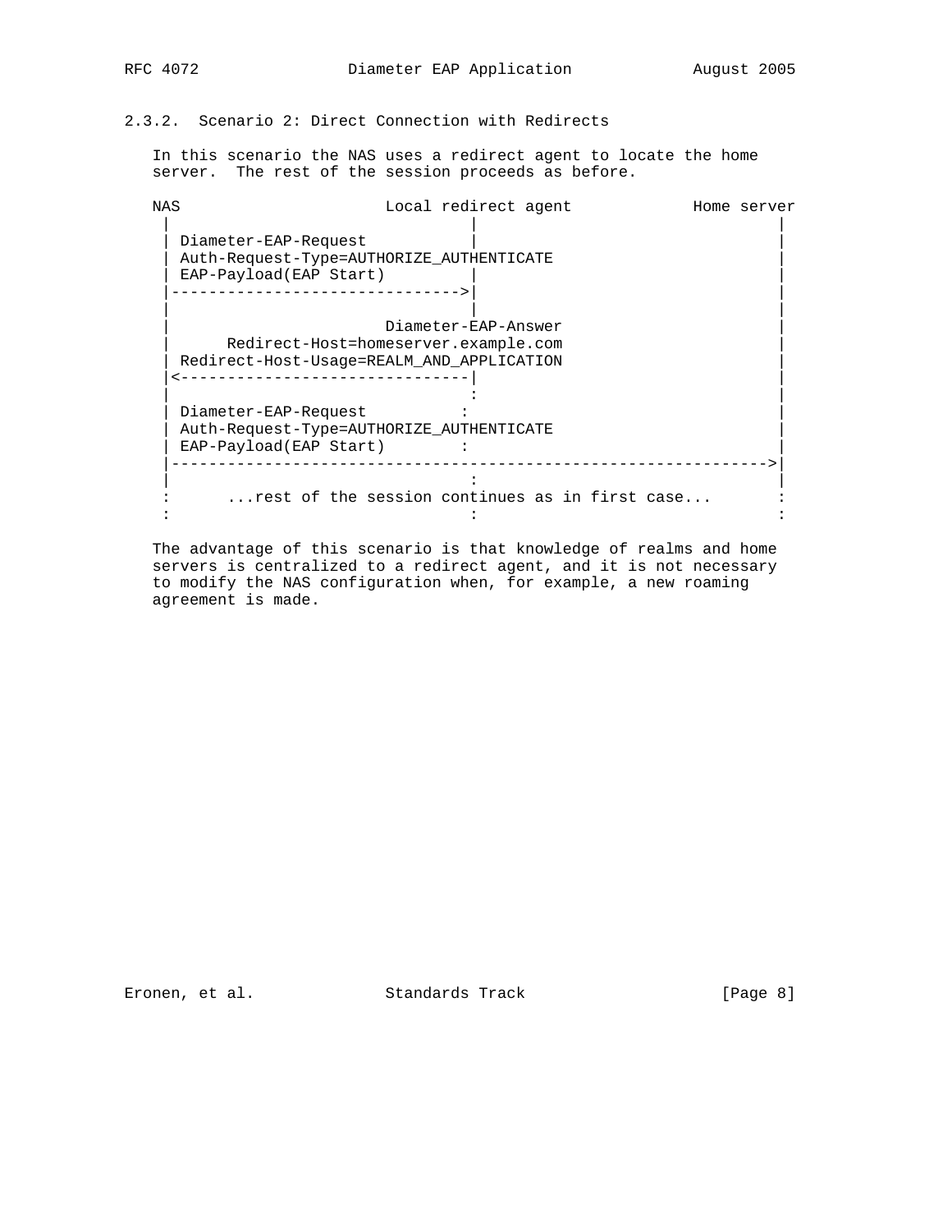### 2.3.2. Scenario 2: Direct Connection with Redirects

In this scenario the NAS uses a redirect agent to locate the home server. The rest of the session proceeds as before.

```
NAS                      Local redirect agent             Home server
 |                              |                               |
 | Diameter-EAP-Request         |                               |
 | Auth-Request-Type=AUTHORIZE_AUTHENTICATE                     |
 | EAP-Payload(EAP Start)       |                               |
 |----------------------------->|                               |
 |                              |                               |
 |                      Diameter-EAP-Answer                     |
 |      Redirect-Host=homeserver.example.com                    |
 | Redirect-Host-Usage=REALM_AND_APPLICATION                    |
 |<-----------------------------|                               |
 |                              :                               |
 | Diameter-EAP-Request         :                               |
 | Auth-Request-Type=AUTHORIZE_AUTHENTICATE                     |
 | EAP-Payload(EAP Start)       :                               |
 |------------------------------------------------------------->|
 |                              :                               |
 :      ...rest of the session continues as in first case...    :
 :                              :                               :
```

The advantage of this scenario is that knowledge of realms and home servers is centralized to a redirect agent, and it is not necessary to modify the NAS configuration when, for example, a new roaming agreement is made.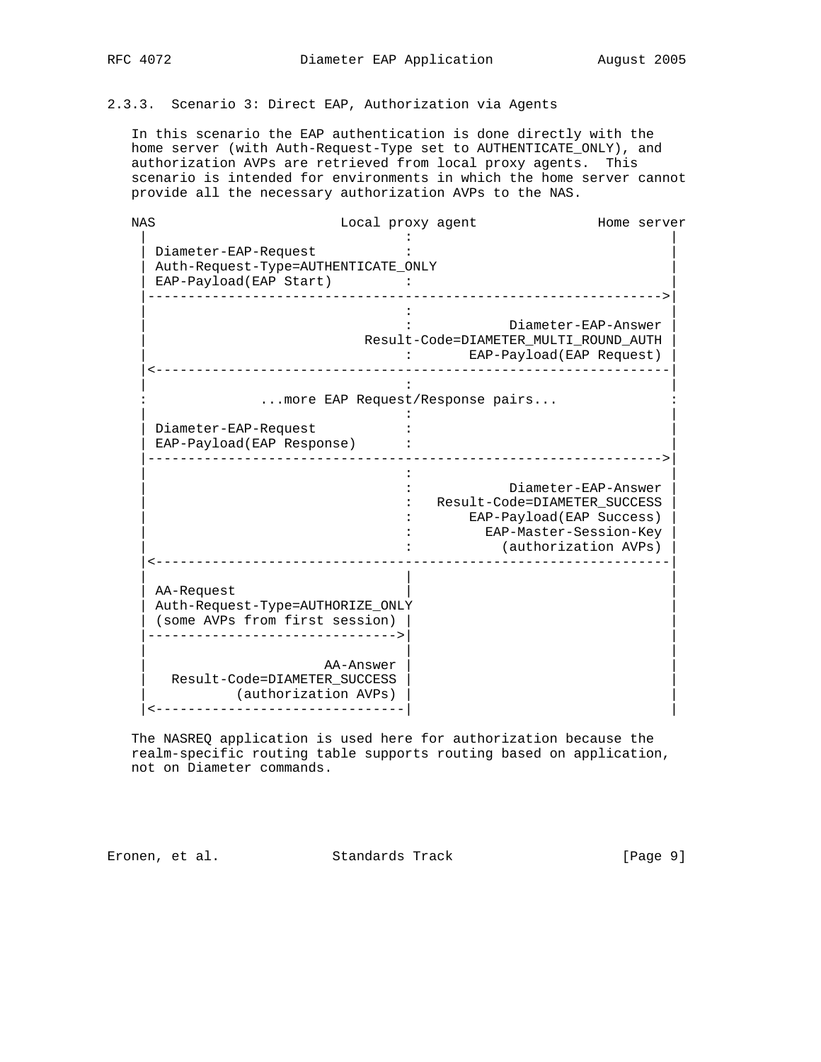### 2.3.3. Scenario 3: Direct EAP, Authorization via Agents

In this scenario the EAP authentication is done directly with the home server (with Auth-Request-Type set to AUTHENTICATE_ONLY), and authorization AVPs are retrieved from local proxy agents. This scenario is intended for environments in which the home server cannot provide all the necessary authorization AVPs to the NAS.

```
NAS                        Local proxy agent              Home server
 |                                :                                |
 | Diameter-EAP-Request           :                                |
 | Auth-Request-Type=AUTHENTICATE_ONLY                             |
 | EAP-Payload(EAP Start)         :                                |
 |---------------------------------------------------------------->|
 |                                :                                |
 |                                :             Diameter-EAP-Answer |
 |                          Result-Code=DIAMETER_MULTI_ROUND_AUTH |
 |                                :       EAP-Payload(EAP Request) |
 |<----------------------------------------------------------------|
 |                                :                                |
 :              ...more EAP Request/Response pairs...              :
 |                                :                                |
 | Diameter-EAP-Request           :                                |
 | EAP-Payload(EAP Response)      :                                |
 |---------------------------------------------------------------->|
 |                                :                                |
 |                                :             Diameter-EAP-Answer |
 |                                :   Result-Code=DIAMETER_SUCCESS |
 |                                :       EAP-Payload(EAP Success) |
 |                                :          EAP-Master-Session-Key |
 |                                :             (authorization AVPs) |
 |<----------------------------------------------------------------|
 |                                |                                |
 | AA-Request                     |                                |
 | Auth-Request-Type=AUTHORIZE_ONLY                                |
 | (some AVPs from first session) |                                |
 |------------------------------->|                                |
 |                                |                                |
 |                      AA-Answer |                                |
 |   Result-Code=DIAMETER_SUCCESS |                                |
 |           (authorization AVPs) |                                |
 |<-------------------------------|                                |
```

The NASREQ application is used here for authorization because the realm-specific routing table supports routing based on application, not on Diameter commands.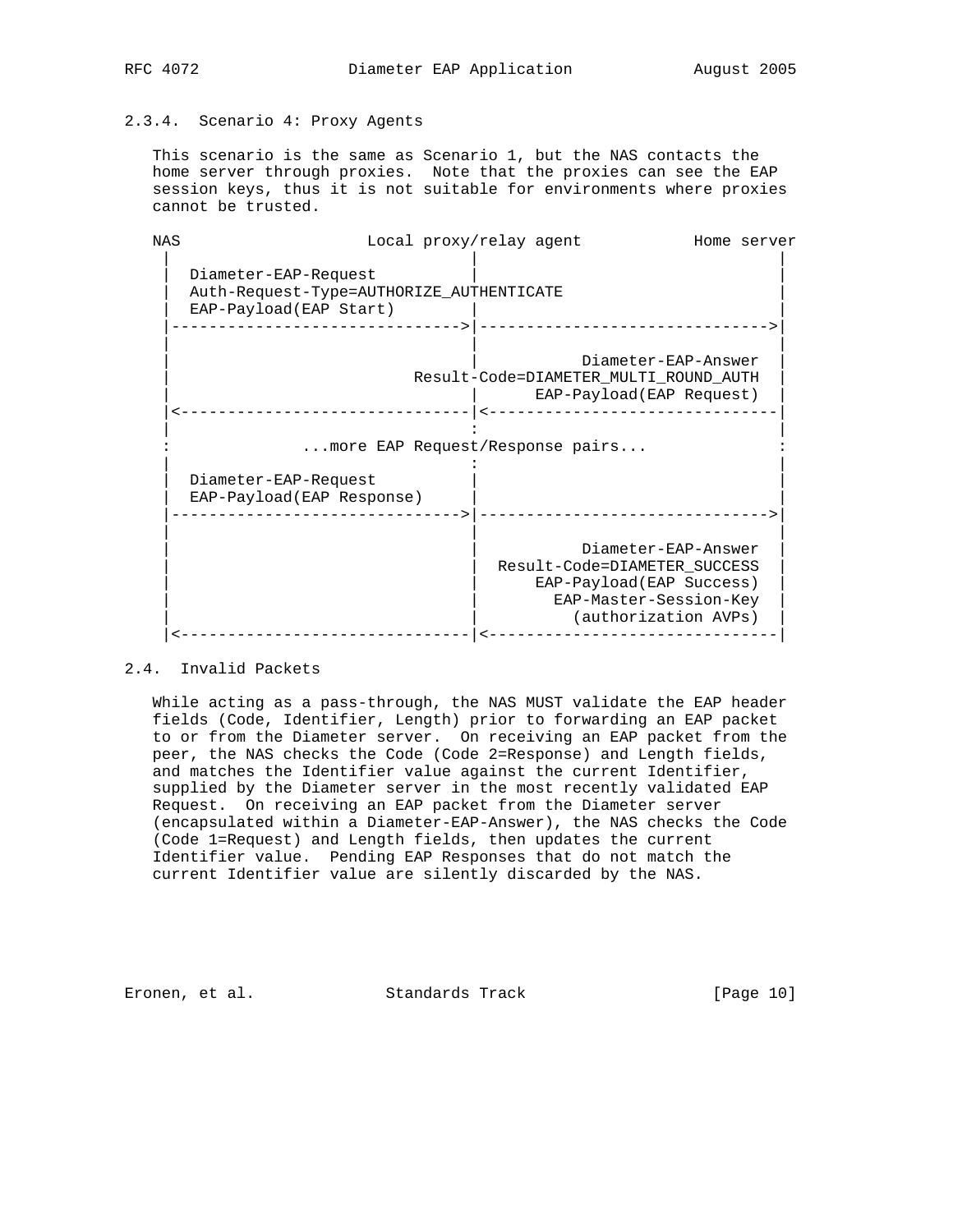### 2.3.4. Scenario 4: Proxy Agents

This scenario is the same as Scenario 1, but the NAS contacts the home server through proxies. Note that the proxies can see the EAP session keys, thus it is not suitable for environments where proxies cannot be trusted.

```
NAS                     Local proxy/relay agent           Home server
 |                                |                                |
 |  Diameter-EAP-Request          |                                |
 |  Auth-Request-Type=AUTHORIZE_AUTHENTICATE                       |
 |  EAP-Payload(EAP Start)        |                                |
 |------------------------------->|------------------------------->|
 |                                |                                |
 |                                |             Diameter-EAP-Answer |
 |                         Result-Code=DIAMETER_MULTI_ROUND_AUTH   |
 |                                |        EAP-Payload(EAP Request) |
 |<-------------------------------|<-------------------------------|
 |                                :                                |
 :              ...more EAP Request/Response pairs...              :
 |                                :                                |
 |  Diameter-EAP-Request          |                                |
 |  EAP-Payload(EAP Response)     |                                |
 |------------------------------->|------------------------------->|
 |                                |                                |
 |                                |             Diameter-EAP-Answer |
 |                                |   Result-Code=DIAMETER_SUCCESS |
 |                                |        EAP-Payload(EAP Success) |
 |                                |          EAP-Master-Session-Key |
 |                                |            (authorization AVPs) |
 |<-------------------------------|<-------------------------------|
```

## 2.4. Invalid Packets

While acting as a pass-through, the NAS MUST validate the EAP header fields (Code, Identifier, Length) prior to forwarding an EAP packet to or from the Diameter server. On receiving an EAP packet from the peer, the NAS checks the Code (Code 2=Response) and Length fields, and matches the Identifier value against the current Identifier, supplied by the Diameter server in the most recently validated EAP Request. On receiving an EAP packet from the Diameter server (encapsulated within a Diameter-EAP-Answer), the NAS checks the Code (Code 1=Request) and Length fields, then updates the current Identifier value. Pending EAP Responses that do not match the current Identifier value are silently discarded by the NAS.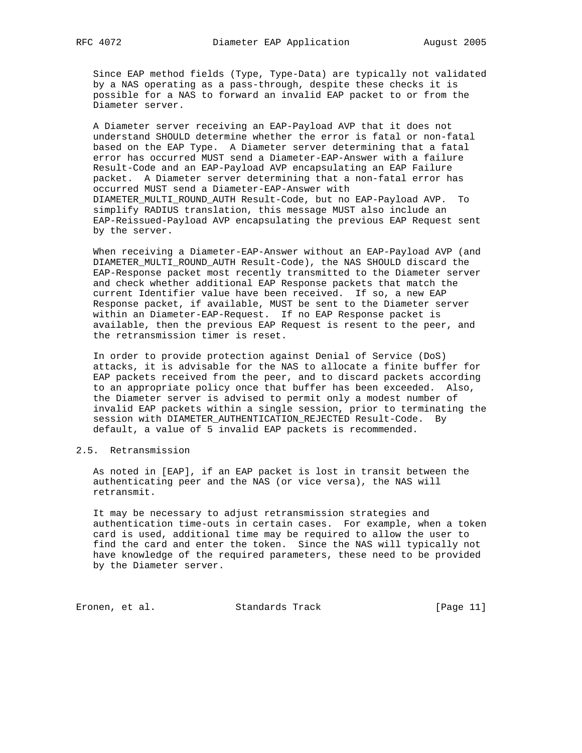Since EAP method fields (Type, Type-Data) are typically not validated by a NAS operating as a pass-through, despite these checks it is possible for a NAS to forward an invalid EAP packet to or from the Diameter server.

A Diameter server receiving an EAP-Payload AVP that it does not understand SHOULD determine whether the error is fatal or non-fatal based on the EAP Type. A Diameter server determining that a fatal error has occurred MUST send a Diameter-EAP-Answer with a failure Result-Code and an EAP-Payload AVP encapsulating an EAP Failure packet. A Diameter server determining that a non-fatal error has occurred MUST send a Diameter-EAP-Answer with DIAMETER_MULTI_ROUND_AUTH Result-Code, but no EAP-Payload AVP. To simplify RADIUS translation, this message MUST also include an EAP-Reissued-Payload AVP encapsulating the previous EAP Request sent by the server.

When receiving a Diameter-EAP-Answer without an EAP-Payload AVP (and DIAMETER_MULTI_ROUND_AUTH Result-Code), the NAS SHOULD discard the EAP-Response packet most recently transmitted to the Diameter server and check whether additional EAP Response packets that match the current Identifier value have been received. If so, a new EAP Response packet, if available, MUST be sent to the Diameter server within an Diameter-EAP-Request. If no EAP Response packet is available, then the previous EAP Request is resent to the peer, and the retransmission timer is reset.

In order to provide protection against Denial of Service (DoS) attacks, it is advisable for the NAS to allocate a finite buffer for EAP packets received from the peer, and to discard packets according to an appropriate policy once that buffer has been exceeded. Also, the Diameter server is advised to permit only a modest number of invalid EAP packets within a single session, prior to terminating the session with DIAMETER_AUTHENTICATION_REJECTED Result-Code. By default, a value of 5 invalid EAP packets is recommended.

## 2.5. Retransmission

As noted in [EAP], if an EAP packet is lost in transit between the authenticating peer and the NAS (or vice versa), the NAS will retransmit.

It may be necessary to adjust retransmission strategies and authentication time-outs in certain cases. For example, when a token card is used, additional time may be required to allow the user to find the card and enter the token. Since the NAS will typically not have knowledge of the required parameters, these need to be provided by the Diameter server.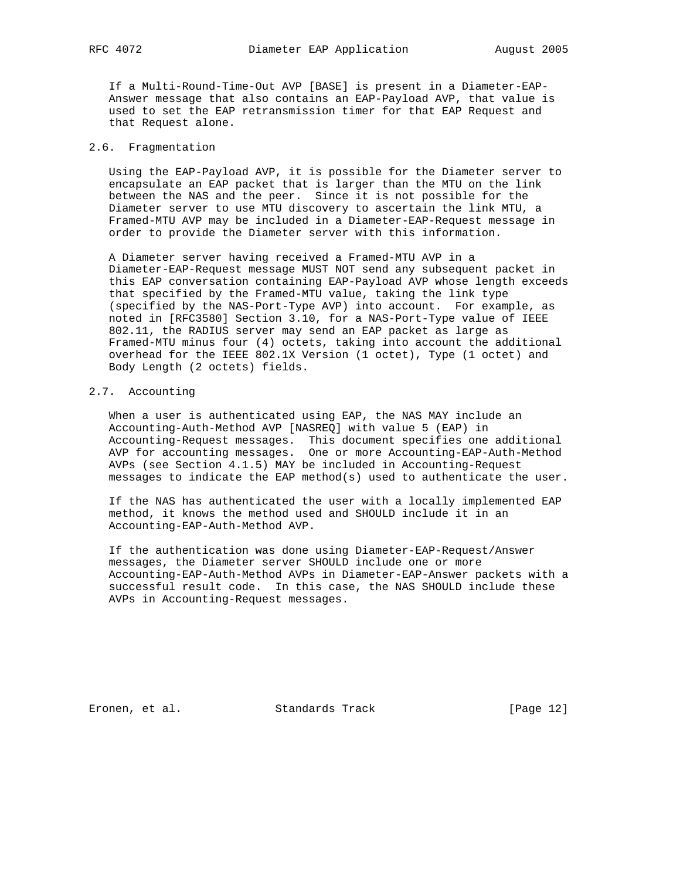If a Multi-Round-Time-Out AVP [BASE] is present in a Diameter-EAP-Answer message that also contains an EAP-Payload AVP, that value is used to set the EAP retransmission timer for that EAP Request and that Request alone.

## 2.6. Fragmentation

Using the EAP-Payload AVP, it is possible for the Diameter server to encapsulate an EAP packet that is larger than the MTU on the link between the NAS and the peer. Since it is not possible for the Diameter server to use MTU discovery to ascertain the link MTU, a Framed-MTU AVP may be included in a Diameter-EAP-Request message in order to provide the Diameter server with this information.

A Diameter server having received a Framed-MTU AVP in a Diameter-EAP-Request message MUST NOT send any subsequent packet in this EAP conversation containing EAP-Payload AVP whose length exceeds that specified by the Framed-MTU value, taking the link type (specified by the NAS-Port-Type AVP) into account. For example, as noted in [RFC3580] Section 3.10, for a NAS-Port-Type value of IEEE 802.11, the RADIUS server may send an EAP packet as large as Framed-MTU minus four (4) octets, taking into account the additional overhead for the IEEE 802.1X Version (1 octet), Type (1 octet) and Body Length (2 octets) fields.

## 2.7. Accounting

When a user is authenticated using EAP, the NAS MAY include an Accounting-Auth-Method AVP [NASREQ] with value 5 (EAP) in Accounting-Request messages. This document specifies one additional AVP for accounting messages. One or more Accounting-EAP-Auth-Method AVPs (see Section 4.1.5) MAY be included in Accounting-Request messages to indicate the EAP method(s) used to authenticate the user.

If the NAS has authenticated the user with a locally implemented EAP method, it knows the method used and SHOULD include it in an Accounting-EAP-Auth-Method AVP.

If the authentication was done using Diameter-EAP-Request/Answer messages, the Diameter server SHOULD include one or more Accounting-EAP-Auth-Method AVPs in Diameter-EAP-Answer packets with a successful result code. In this case, the NAS SHOULD include these AVPs in Accounting-Request messages.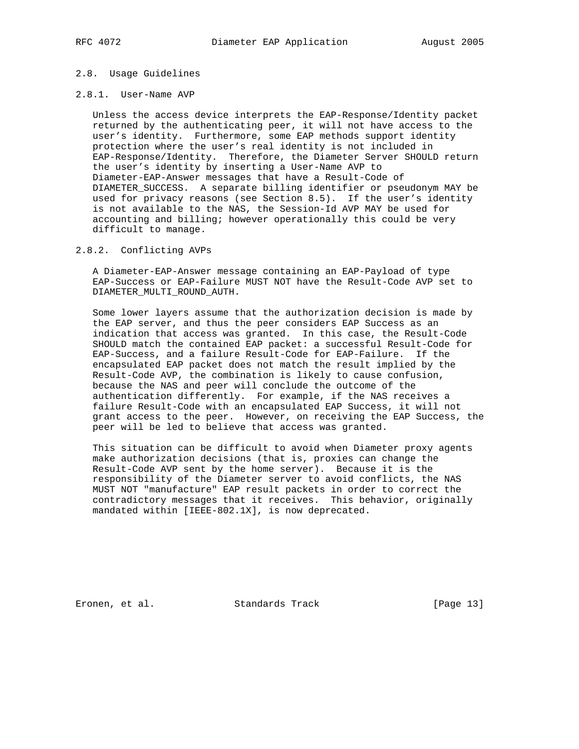## 2.8. Usage Guidelines

### 2.8.1. User-Name AVP

Unless the access device interprets the EAP-Response/Identity packet returned by the authenticating peer, it will not have access to the user's identity. Furthermore, some EAP methods support identity protection where the user's real identity is not included in EAP-Response/Identity. Therefore, the Diameter Server SHOULD return the user's identity by inserting a User-Name AVP to Diameter-EAP-Answer messages that have a Result-Code of DIAMETER_SUCCESS. A separate billing identifier or pseudonym MAY be used for privacy reasons (see Section 8.5). If the user's identity is not available to the NAS, the Session-Id AVP MAY be used for accounting and billing; however operationally this could be very difficult to manage.

### 2.8.2. Conflicting AVPs

A Diameter-EAP-Answer message containing an EAP-Payload of type EAP-Success or EAP-Failure MUST NOT have the Result-Code AVP set to DIAMETER_MULTI_ROUND_AUTH.

Some lower layers assume that the authorization decision is made by the EAP server, and thus the peer considers EAP Success as an indication that access was granted. In this case, the Result-Code SHOULD match the contained EAP packet: a successful Result-Code for EAP-Success, and a failure Result-Code for EAP-Failure. If the encapsulated EAP packet does not match the result implied by the Result-Code AVP, the combination is likely to cause confusion, because the NAS and peer will conclude the outcome of the authentication differently. For example, if the NAS receives a failure Result-Code with an encapsulated EAP Success, it will not grant access to the peer. However, on receiving the EAP Success, the peer will be led to believe that access was granted.

This situation can be difficult to avoid when Diameter proxy agents make authorization decisions (that is, proxies can change the Result-Code AVP sent by the home server). Because it is the responsibility of the Diameter server to avoid conflicts, the NAS MUST NOT "manufacture" EAP result packets in order to correct the contradictory messages that it receives. This behavior, originally mandated within [IEEE-802.1X], is now deprecated.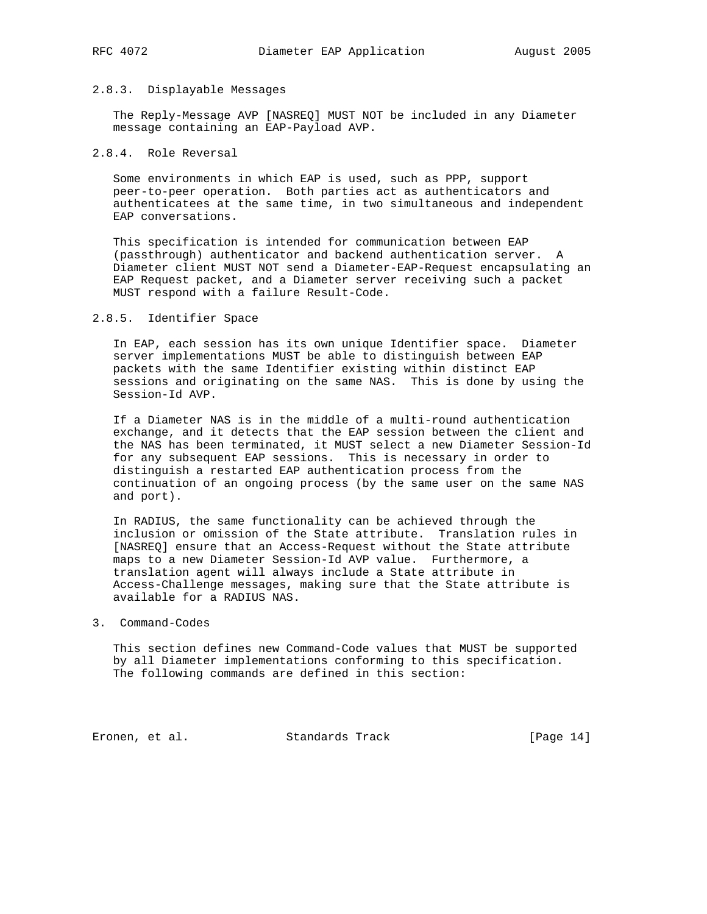### 2.8.3. Displayable Messages

The Reply-Message AVP [NASREQ] MUST NOT be included in any Diameter message containing an EAP-Payload AVP.

### 2.8.4. Role Reversal

Some environments in which EAP is used, such as PPP, support peer-to-peer operation. Both parties act as authenticators and authenticatees at the same time, in two simultaneous and independent EAP conversations.

This specification is intended for communication between EAP (passthrough) authenticator and backend authentication server. A Diameter client MUST NOT send a Diameter-EAP-Request encapsulating an EAP Request packet, and a Diameter server receiving such a packet MUST respond with a failure Result-Code.

### 2.8.5. Identifier Space

In EAP, each session has its own unique Identifier space. Diameter server implementations MUST be able to distinguish between EAP packets with the same Identifier existing within distinct EAP sessions and originating on the same NAS. This is done by using the Session-Id AVP.

If a Diameter NAS is in the middle of a multi-round authentication exchange, and it detects that the EAP session between the client and the NAS has been terminated, it MUST select a new Diameter Session-Id for any subsequent EAP sessions. This is necessary in order to distinguish a restarted EAP authentication process from the continuation of an ongoing process (by the same user on the same NAS and port).

In RADIUS, the same functionality can be achieved through the inclusion or omission of the State attribute. Translation rules in [NASREQ] ensure that an Access-Request without the State attribute maps to a new Diameter Session-Id AVP value. Furthermore, a translation agent will always include a State attribute in Access-Challenge messages, making sure that the State attribute is available for a RADIUS NAS.

## 3. Command-Codes

This section defines new Command-Code values that MUST be supported by all Diameter implementations conforming to this specification. The following commands are defined in this section: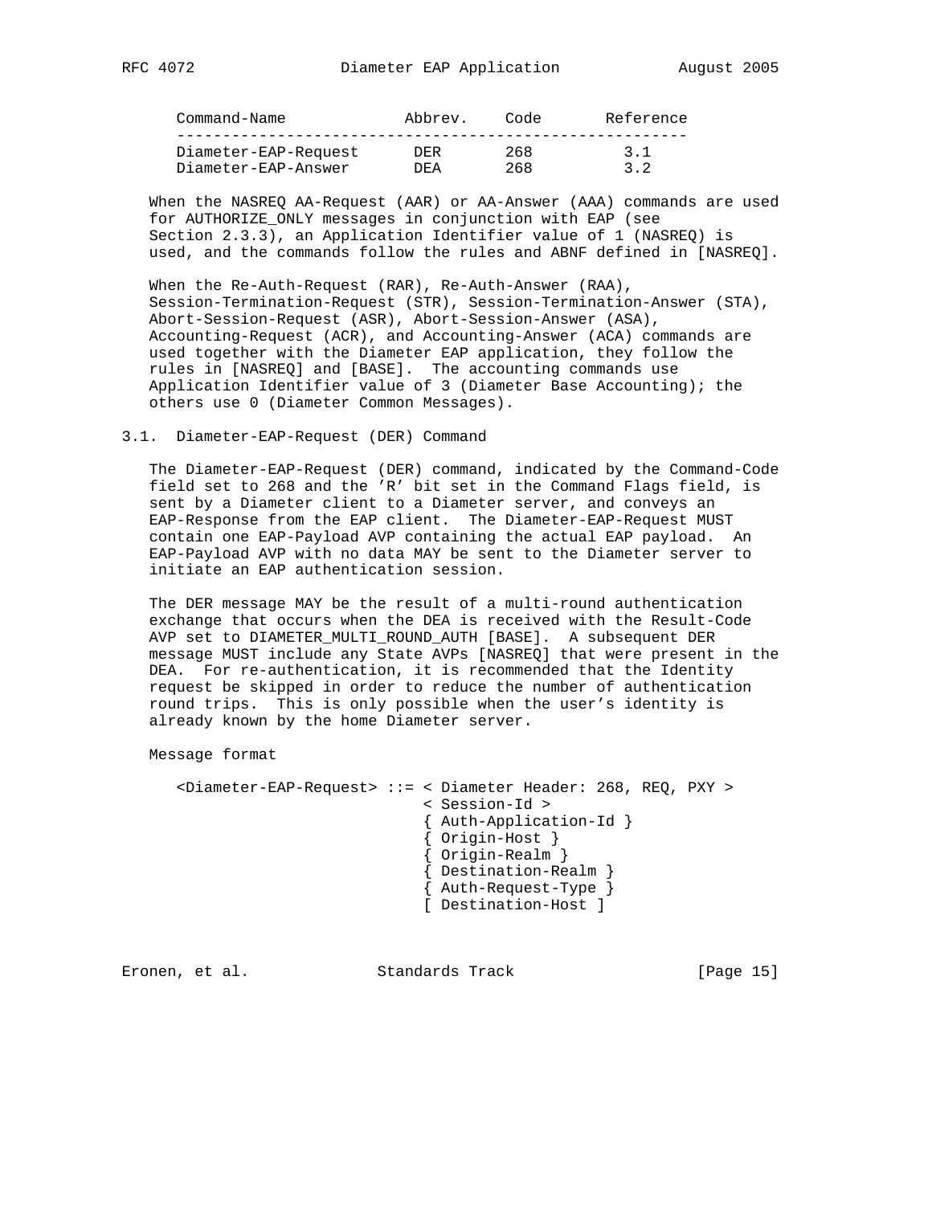| Command-Name | Abbrev. | Code | Reference |
| --- | --- | --- | --- |
| Diameter-EAP-Request | DER | 268 | 3.1 |
| Diameter-EAP-Answer | DEA | 268 | 3.2 |

When the NASREQ AA-Request (AAR) or AA-Answer (AAA) commands are used for AUTHORIZE_ONLY messages in conjunction with EAP (see Section 2.3.3), an Application Identifier value of 1 (NASREQ) is used, and the commands follow the rules and ABNF defined in [NASREQ].

When the Re-Auth-Request (RAR), Re-Auth-Answer (RAA), Session-Termination-Request (STR), Session-Termination-Answer (STA), Abort-Session-Request (ASR), Abort-Session-Answer (ASA), Accounting-Request (ACR), and Accounting-Answer (ACA) commands are used together with the Diameter EAP application, they follow the rules in [NASREQ] and [BASE]. The accounting commands use Application Identifier value of 3 (Diameter Base Accounting); the others use 0 (Diameter Common Messages).

## 3.1. Diameter-EAP-Request (DER) Command

The Diameter-EAP-Request (DER) command, indicated by the Command-Code field set to 268 and the 'R' bit set in the Command Flags field, is sent by a Diameter client to a Diameter server, and conveys an EAP-Response from the EAP client. The Diameter-EAP-Request MUST contain one EAP-Payload AVP containing the actual EAP payload. An EAP-Payload AVP with no data MAY be sent to the Diameter server to initiate an EAP authentication session.

The DER message MAY be the result of a multi-round authentication exchange that occurs when the DEA is received with the Result-Code AVP set to DIAMETER_MULTI_ROUND_AUTH [BASE]. A subsequent DER message MUST include any State AVPs [NASREQ] that were present in the DEA. For re-authentication, it is recommended that the Identity request be skipped in order to reduce the number of authentication round trips. This is only possible when the user's identity is already known by the home Diameter server.

Message format

```
<Diameter-EAP-Request> ::= < Diameter Header: 268, REQ, PXY >
                           < Session-Id >
                           { Auth-Application-Id }
                           { Origin-Host }
                           { Origin-Realm }
                           { Destination-Realm }
                           { Auth-Request-Type }
                           [ Destination-Host ]
```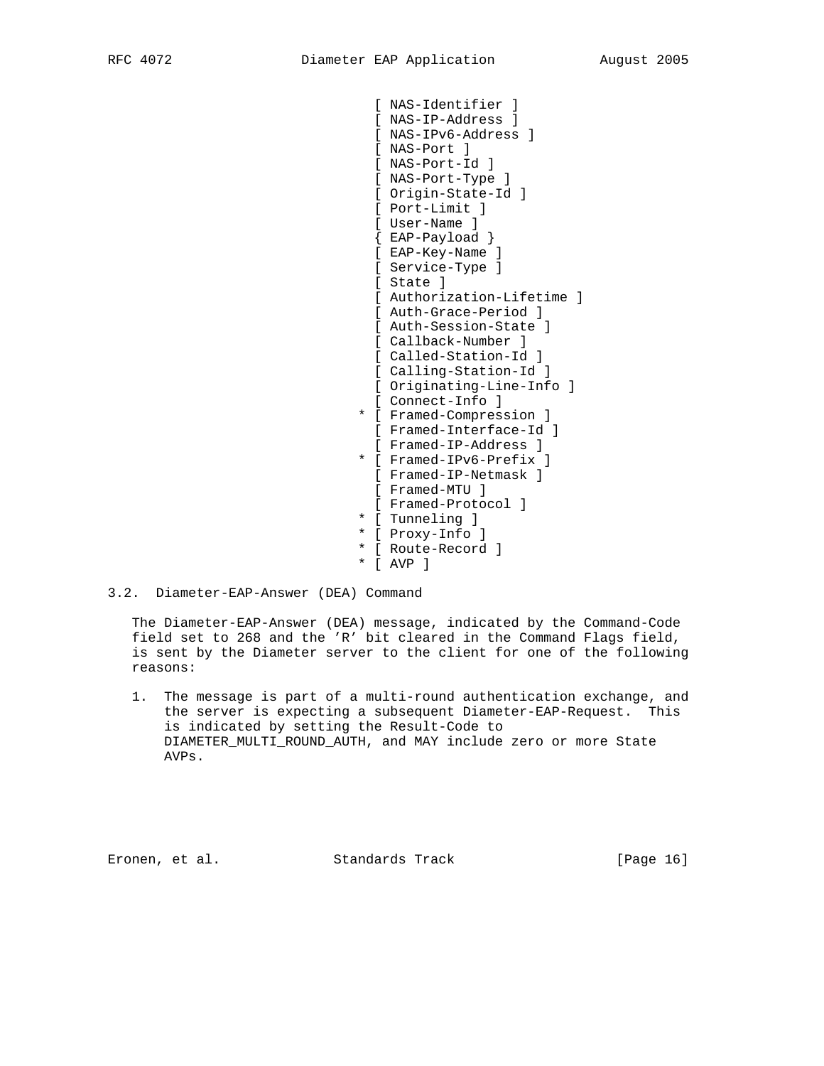```
                                 [ NAS-Identifier ]
                                 [ NAS-IP-Address ]
                                 [ NAS-IPv6-Address ]
                                 [ NAS-Port ]
                                 [ NAS-Port-Id ]
                                 [ NAS-Port-Type ]
                                 [ Origin-State-Id ]
                                 [ Port-Limit ]
                                 [ User-Name ]
                                 { EAP-Payload }
                                 [ EAP-Key-Name ]
                                 [ Service-Type ]
                                 [ State ]
                                 [ Authorization-Lifetime ]
                                 [ Auth-Grace-Period ]
                                 [ Auth-Session-State ]
                                 [ Callback-Number ]
                                 [ Called-Station-Id ]
                                 [ Calling-Station-Id ]
                                 [ Originating-Line-Info ]
                                 [ Connect-Info ]
                               * [ Framed-Compression ]
                                 [ Framed-Interface-Id ]
                                 [ Framed-IP-Address ]
                               * [ Framed-IPv6-Prefix ]
                                 [ Framed-IP-Netmask ]
                                 [ Framed-MTU ]
                                 [ Framed-Protocol ]
                               * [ Tunneling ]
                               * [ Proxy-Info ]
                               * [ Route-Record ]
                               * [ AVP ]
```

### 3.2. Diameter-EAP-Answer (DEA) Command

The Diameter-EAP-Answer (DEA) message, indicated by the Command-Code field set to 268 and the 'R' bit cleared in the Command Flags field, is sent by the Diameter server to the client for one of the following reasons:

1. The message is part of a multi-round authentication exchange, and the server is expecting a subsequent Diameter-EAP-Request. This is indicated by setting the Result-Code to DIAMETER_MULTI_ROUND_AUTH, and MAY include zero or more State AVPs.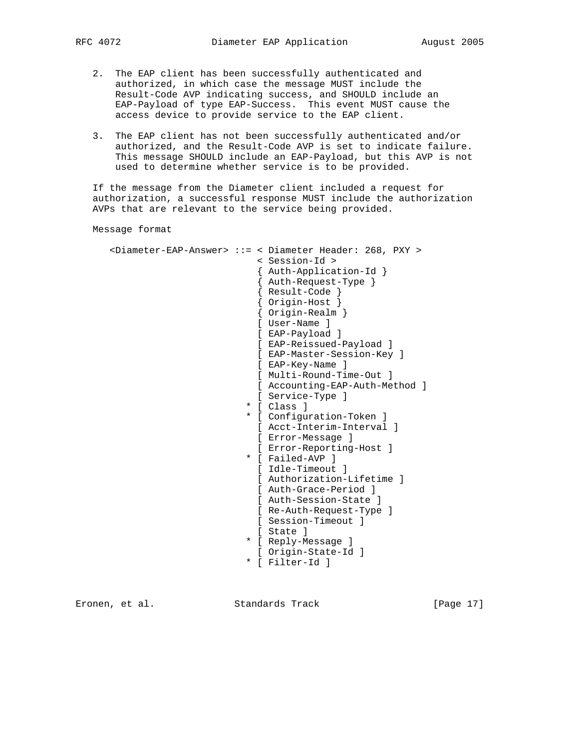2. The EAP client has been successfully authenticated and authorized, in which case the message MUST include the Result-Code AVP indicating success, and SHOULD include an EAP-Payload of type EAP-Success. This event MUST cause the access device to provide service to the EAP client.

3. The EAP client has not been successfully authenticated and/or authorized, and the Result-Code AVP is set to indicate failure. This message SHOULD include an EAP-Payload, but this AVP is not used to determine whether service is to be provided.

If the message from the Diameter client included a request for authorization, a successful response MUST include the authorization AVPs that are relevant to the service being provided.

Message format

```
<Diameter-EAP-Answer> ::= < Diameter Header: 268, PXY >
                          < Session-Id >
                          { Auth-Application-Id }
                          { Auth-Request-Type }
                          { Result-Code }
                          { Origin-Host }
                          { Origin-Realm }
                          [ User-Name ]
                          [ EAP-Payload ]
                          [ EAP-Reissued-Payload ]
                          [ EAP-Master-Session-Key ]
                          [ EAP-Key-Name ]
                          [ Multi-Round-Time-Out ]
                          [ Accounting-EAP-Auth-Method ]
                          [ Service-Type ]
                        * [ Class ]
                        * [ Configuration-Token ]
                          [ Acct-Interim-Interval ]
                          [ Error-Message ]
                          [ Error-Reporting-Host ]
                        * [ Failed-AVP ]
                          [ Idle-Timeout ]
                          [ Authorization-Lifetime ]
                          [ Auth-Grace-Period ]
                          [ Auth-Session-State ]
                          [ Re-Auth-Request-Type ]
                          [ Session-Timeout ]
                          [ State ]
                        * [ Reply-Message ]
                          [ Origin-State-Id ]
                        * [ Filter-Id ]
```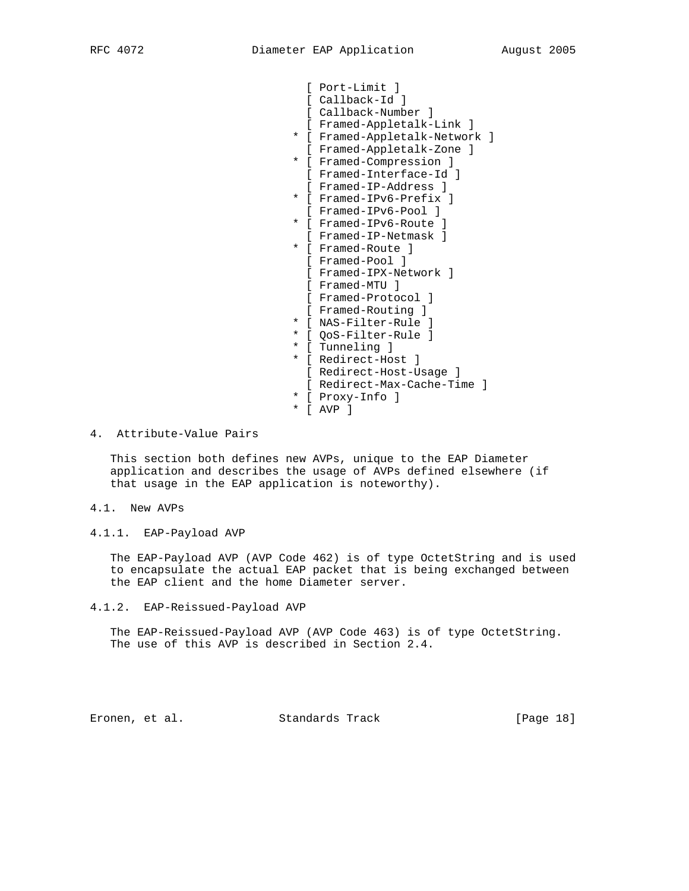```
                                 [ Port-Limit ]
                                 [ Callback-Id ]
                                 [ Callback-Number ]
                                 [ Framed-Appletalk-Link ]
                               * [ Framed-Appletalk-Network ]
                                 [ Framed-Appletalk-Zone ]
                               * [ Framed-Compression ]
                                 [ Framed-Interface-Id ]
                                 [ Framed-IP-Address ]
                               * [ Framed-IPv6-Prefix ]
                                 [ Framed-IPv6-Pool ]
                               * [ Framed-IPv6-Route ]
                                 [ Framed-IP-Netmask ]
                               * [ Framed-Route ]
                                 [ Framed-Pool ]
                                 [ Framed-IPX-Network ]
                                 [ Framed-MTU ]
                                 [ Framed-Protocol ]
                                 [ Framed-Routing ]
                               * [ NAS-Filter-Rule ]
                               * [ QoS-Filter-Rule ]
                               * [ Tunneling ]
                               * [ Redirect-Host ]
                                 [ Redirect-Host-Usage ]
                                 [ Redirect-Max-Cache-Time ]
                               * [ Proxy-Info ]
                               * [ AVP ]
```

# 4. Attribute-Value Pairs

This section both defines new AVPs, unique to the EAP Diameter application and describes the usage of AVPs defined elsewhere (if that usage in the EAP application is noteworthy).

## 4.1. New AVPs

### 4.1.1. EAP-Payload AVP

The EAP-Payload AVP (AVP Code 462) is of type OctetString and is used to encapsulate the actual EAP packet that is being exchanged between the EAP client and the home Diameter server.

### 4.1.2. EAP-Reissued-Payload AVP

The EAP-Reissued-Payload AVP (AVP Code 463) is of type OctetString. The use of this AVP is described in Section 2.4.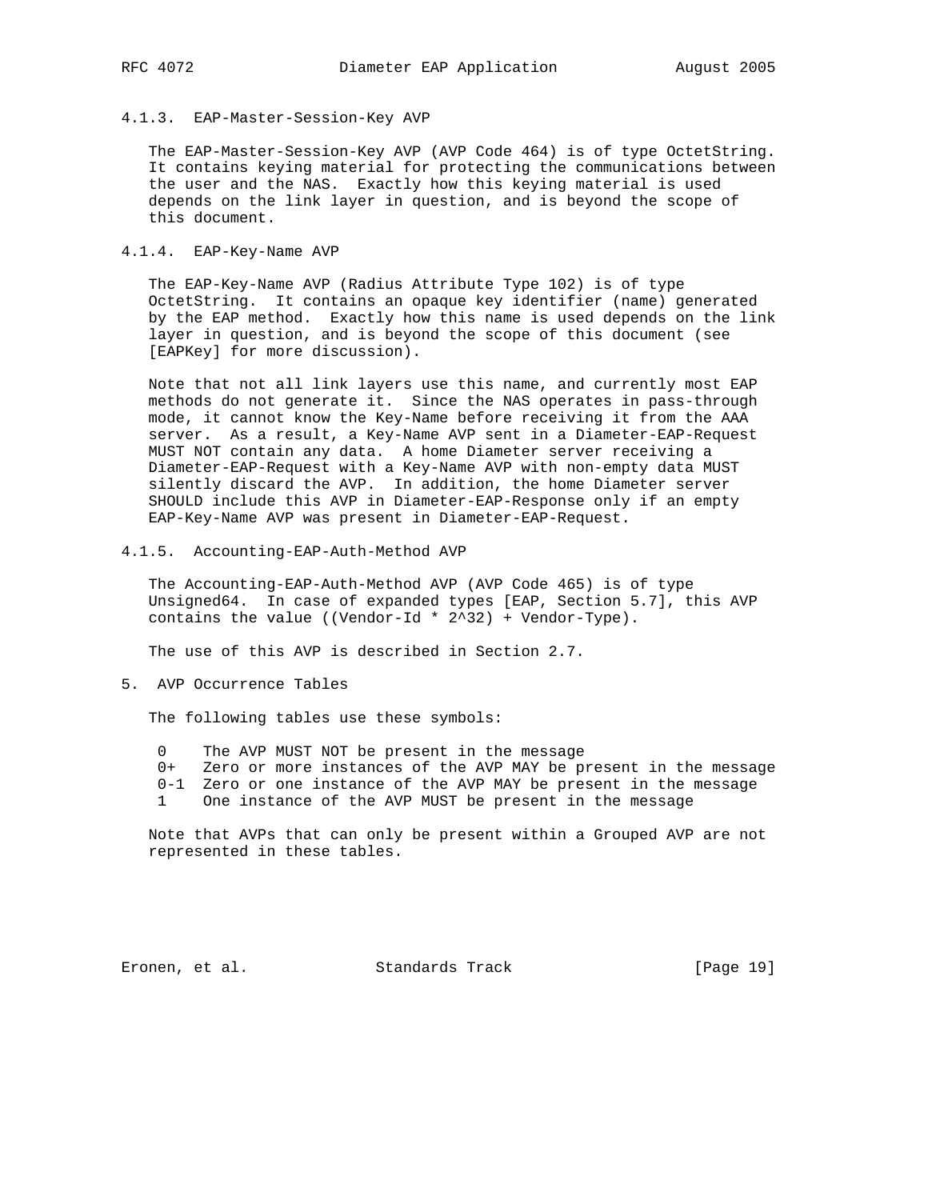### 4.1.3. EAP-Master-Session-Key AVP

The EAP-Master-Session-Key AVP (AVP Code 464) is of type OctetString. It contains keying material for protecting the communications between the user and the NAS. Exactly how this keying material is used depends on the link layer in question, and is beyond the scope of this document.

### 4.1.4. EAP-Key-Name AVP

The EAP-Key-Name AVP (Radius Attribute Type 102) is of type OctetString. It contains an opaque key identifier (name) generated by the EAP method. Exactly how this name is used depends on the link layer in question, and is beyond the scope of this document (see [EAPKey] for more discussion).

Note that not all link layers use this name, and currently most EAP methods do not generate it. Since the NAS operates in pass-through mode, it cannot know the Key-Name before receiving it from the AAA server. As a result, a Key-Name AVP sent in a Diameter-EAP-Request MUST NOT contain any data. A home Diameter server receiving a Diameter-EAP-Request with a Key-Name AVP with non-empty data MUST silently discard the AVP. In addition, the home Diameter server SHOULD include this AVP in Diameter-EAP-Response only if an empty EAP-Key-Name AVP was present in Diameter-EAP-Request.

### 4.1.5. Accounting-EAP-Auth-Method AVP

The Accounting-EAP-Auth-Method AVP (AVP Code 465) is of type Unsigned64. In case of expanded types [EAP, Section 5.7], this AVP contains the value ((Vendor-Id * 2^32) + Vendor-Type).

The use of this AVP is described in Section 2.7.

## 5. AVP Occurrence Tables

The following tables use these symbols:

- 0 The AVP MUST NOT be present in the message
- 0+ Zero or more instances of the AVP MAY be present in the message
- 0-1 Zero or one instance of the AVP MAY be present in the message
- 1 One instance of the AVP MUST be present in the message

Note that AVPs that can only be present within a Grouped AVP are not represented in these tables.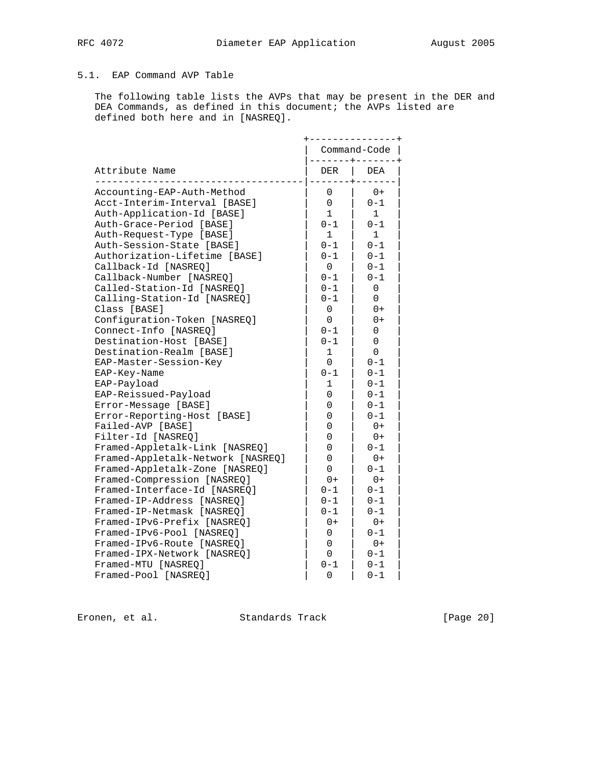### 5.1. EAP Command AVP Table

The following table lists the AVPs that may be present in the DER and DEA Commands, as defined in this document; the AVPs listed are defined both here and in [NASREQ].

| Attribute Name | Command-Code | |
|---|---|---|
| | DER | DEA |
| Accounting-EAP-Auth-Method | 0 | 0+ |
| Acct-Interim-Interval [BASE] | 0 | 0-1 |
| Auth-Application-Id [BASE] | 1 | 1 |
| Auth-Grace-Period [BASE] | 0-1 | 0-1 |
| Auth-Request-Type [BASE] | 1 | 1 |
| Auth-Session-State [BASE] | 0-1 | 0-1 |
| Authorization-Lifetime [BASE] | 0-1 | 0-1 |
| Callback-Id [NASREQ] | 0 | 0-1 |
| Callback-Number [NASREQ] | 0-1 | 0-1 |
| Called-Station-Id [NASREQ] | 0-1 | 0 |
| Calling-Station-Id [NASREQ] | 0-1 | 0 |
| Class [BASE] | 0 | 0+ |
| Configuration-Token [NASREQ] | 0 | 0+ |
| Connect-Info [NASREQ] | 0-1 | 0 |
| Destination-Host [BASE] | 0-1 | 0 |
| Destination-Realm [BASE] | 1 | 0 |
| EAP-Master-Session-Key | 0 | 0-1 |
| EAP-Key-Name | 0-1 | 0-1 |
| EAP-Payload | 1 | 0-1 |
| EAP-Reissued-Payload | 0 | 0-1 |
| Error-Message [BASE] | 0 | 0-1 |
| Error-Reporting-Host [BASE] | 0 | 0-1 |
| Failed-AVP [BASE] | 0 | 0+ |
| Filter-Id [NASREQ] | 0 | 0+ |
| Framed-Appletalk-Link [NASREQ] | 0 | 0-1 |
| Framed-Appletalk-Network [NASREQ] | 0 | 0+ |
| Framed-Appletalk-Zone [NASREQ] | 0 | 0-1 |
| Framed-Compression [NASREQ] | 0+ | 0+ |
| Framed-Interface-Id [NASREQ] | 0-1 | 0-1 |
| Framed-IP-Address [NASREQ] | 0-1 | 0-1 |
| Framed-IP-Netmask [NASREQ] | 0-1 | 0-1 |
| Framed-IPv6-Prefix [NASREQ] | 0+ | 0+ |
| Framed-IPv6-Pool [NASREQ] | 0 | 0-1 |
| Framed-IPv6-Route [NASREQ] | 0 | 0+ |
| Framed-IPX-Network [NASREQ] | 0 | 0-1 |
| Framed-MTU [NASREQ] | 0-1 | 0-1 |
| Framed-Pool [NASREQ] | 0 | 0-1 |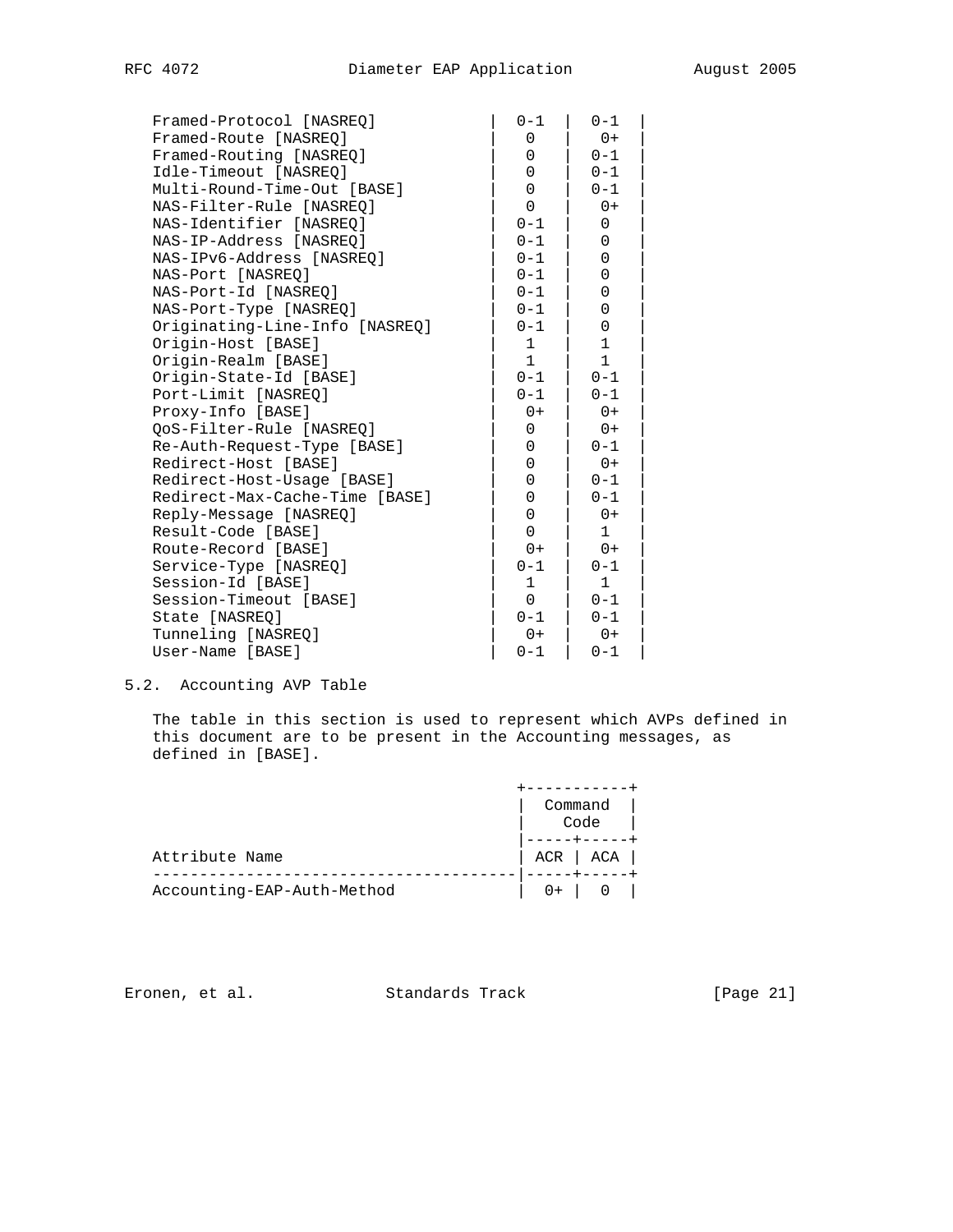| Attribute Name | DER | DEA |
|---|---|---|
| Framed-Protocol [NASREQ] | 0-1 | 0-1 |
| Framed-Route [NASREQ] | 0 | 0+ |
| Framed-Routing [NASREQ] | 0 | 0-1 |
| Idle-Timeout [NASREQ] | 0 | 0-1 |
| Multi-Round-Time-Out [BASE] | 0 | 0-1 |
| NAS-Filter-Rule [NASREQ] | 0 | 0+ |
| NAS-Identifier [NASREQ] | 0-1 | 0 |
| NAS-IP-Address [NASREQ] | 0-1 | 0 |
| NAS-IPv6-Address [NASREQ] | 0-1 | 0 |
| NAS-Port [NASREQ] | 0-1 | 0 |
| NAS-Port-Id [NASREQ] | 0-1 | 0 |
| NAS-Port-Type [NASREQ] | 0-1 | 0 |
| Originating-Line-Info [NASREQ] | 0-1 | 0 |
| Origin-Host [BASE] | 1 | 1 |
| Origin-Realm [BASE] | 1 | 1 |
| Origin-State-Id [BASE] | 0-1 | 0-1 |
| Port-Limit [NASREQ] | 0-1 | 0-1 |
| Proxy-Info [BASE] | 0+ | 0+ |
| QoS-Filter-Rule [NASREQ] | 0 | 0+ |
| Re-Auth-Request-Type [BASE] | 0 | 0-1 |
| Redirect-Host [BASE] | 0 | 0+ |
| Redirect-Host-Usage [BASE] | 0 | 0-1 |
| Redirect-Max-Cache-Time [BASE] | 0 | 0-1 |
| Reply-Message [NASREQ] | 0 | 0+ |
| Result-Code [BASE] | 0 | 1 |
| Route-Record [BASE] | 0+ | 0+ |
| Service-Type [NASREQ] | 0-1 | 0-1 |
| Session-Id [BASE] | 1 | 1 |
| Session-Timeout [BASE] | 0 | 0-1 |
| State [NASREQ] | 0-1 | 0-1 |
| Tunneling [NASREQ] | 0+ | 0+ |
| User-Name [BASE] | 0-1 | 0-1 |

## 5.2. Accounting AVP Table

The table in this section is used to represent which AVPs defined in this document are to be present in the Accounting messages, as defined in [BASE].

|  | Command Code | |
|---|---|---|
| Attribute Name | ACR | ACA |
| Accounting-EAP-Auth-Method | 0+ | 0 |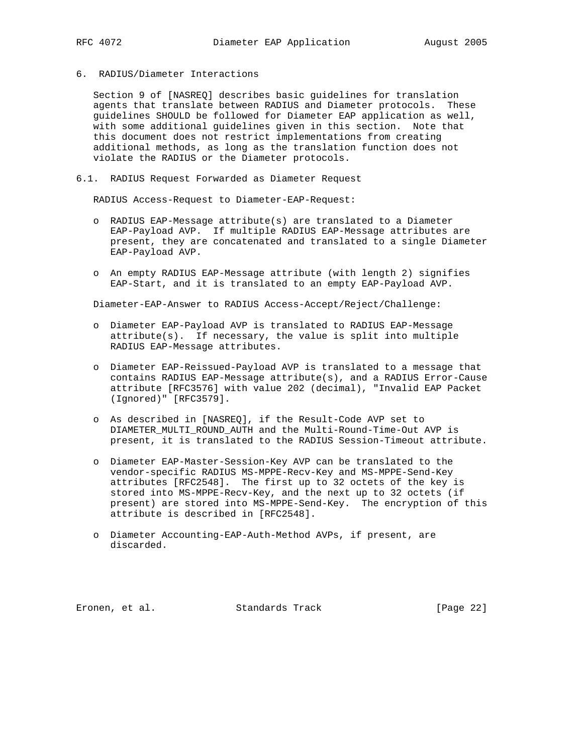## 6. RADIUS/Diameter Interactions

Section 9 of [NASREQ] describes basic guidelines for translation agents that translate between RADIUS and Diameter protocols. These guidelines SHOULD be followed for Diameter EAP application as well, with some additional guidelines given in this section. Note that this document does not restrict implementations from creating additional methods, as long as the translation function does not violate the RADIUS or the Diameter protocols.

### 6.1. RADIUS Request Forwarded as Diameter Request

RADIUS Access-Request to Diameter-EAP-Request:

- RADIUS EAP-Message attribute(s) are translated to a Diameter EAP-Payload AVP. If multiple RADIUS EAP-Message attributes are present, they are concatenated and translated to a single Diameter EAP-Payload AVP.
- An empty RADIUS EAP-Message attribute (with length 2) signifies EAP-Start, and it is translated to an empty EAP-Payload AVP.

Diameter-EAP-Answer to RADIUS Access-Accept/Reject/Challenge:

- Diameter EAP-Payload AVP is translated to RADIUS EAP-Message attribute(s). If necessary, the value is split into multiple RADIUS EAP-Message attributes.
- Diameter EAP-Reissued-Payload AVP is translated to a message that contains RADIUS EAP-Message attribute(s), and a RADIUS Error-Cause attribute [RFC3576] with value 202 (decimal), "Invalid EAP Packet (Ignored)" [RFC3579].
- As described in [NASREQ], if the Result-Code AVP set to DIAMETER_MULTI_ROUND_AUTH and the Multi-Round-Time-Out AVP is present, it is translated to the RADIUS Session-Timeout attribute.
- Diameter EAP-Master-Session-Key AVP can be translated to the vendor-specific RADIUS MS-MPPE-Recv-Key and MS-MPPE-Send-Key attributes [RFC2548]. The first up to 32 octets of the key is stored into MS-MPPE-Recv-Key, and the next up to 32 octets (if present) are stored into MS-MPPE-Send-Key. The encryption of this attribute is described in [RFC2548].
- Diameter Accounting-EAP-Auth-Method AVPs, if present, are discarded.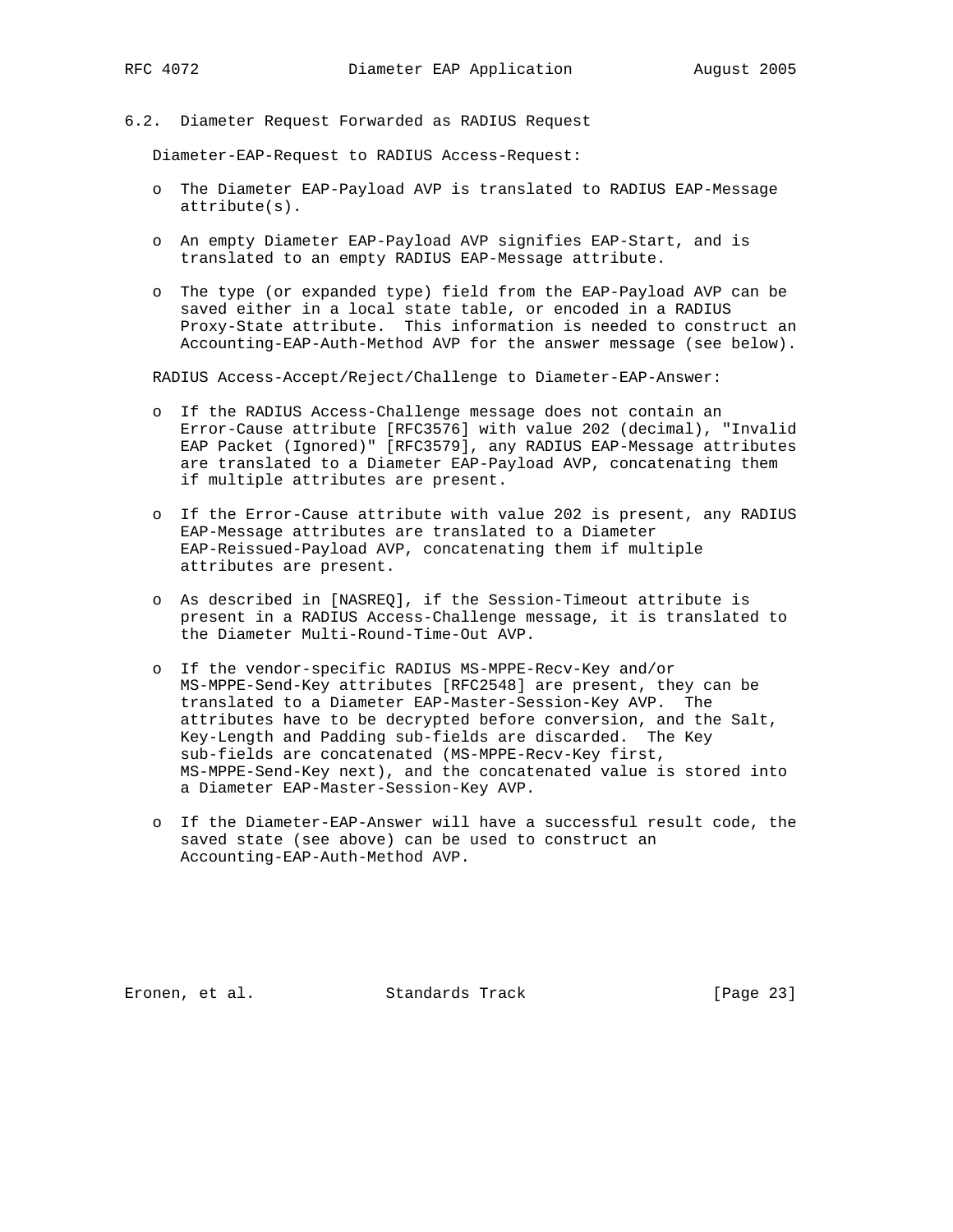### 6.2. Diameter Request Forwarded as RADIUS Request

Diameter-EAP-Request to RADIUS Access-Request:

- The Diameter EAP-Payload AVP is translated to RADIUS EAP-Message attribute(s).
- An empty Diameter EAP-Payload AVP signifies EAP-Start, and is translated to an empty RADIUS EAP-Message attribute.
- The type (or expanded type) field from the EAP-Payload AVP can be saved either in a local state table, or encoded in a RADIUS Proxy-State attribute. This information is needed to construct an Accounting-EAP-Auth-Method AVP for the answer message (see below).

RADIUS Access-Accept/Reject/Challenge to Diameter-EAP-Answer:

- If the RADIUS Access-Challenge message does not contain an Error-Cause attribute [RFC3576] with value 202 (decimal), "Invalid EAP Packet (Ignored)" [RFC3579], any RADIUS EAP-Message attributes are translated to a Diameter EAP-Payload AVP, concatenating them if multiple attributes are present.
- If the Error-Cause attribute with value 202 is present, any RADIUS EAP-Message attributes are translated to a Diameter EAP-Reissued-Payload AVP, concatenating them if multiple attributes are present.
- As described in [NASREQ], if the Session-Timeout attribute is present in a RADIUS Access-Challenge message, it is translated to the Diameter Multi-Round-Time-Out AVP.
- If the vendor-specific RADIUS MS-MPPE-Recv-Key and/or MS-MPPE-Send-Key attributes [RFC2548] are present, they can be translated to a Diameter EAP-Master-Session-Key AVP. The attributes have to be decrypted before conversion, and the Salt, Key-Length and Padding sub-fields are discarded. The Key sub-fields are concatenated (MS-MPPE-Recv-Key first, MS-MPPE-Send-Key next), and the concatenated value is stored into a Diameter EAP-Master-Session-Key AVP.
- If the Diameter-EAP-Answer will have a successful result code, the saved state (see above) can be used to construct an Accounting-EAP-Auth-Method AVP.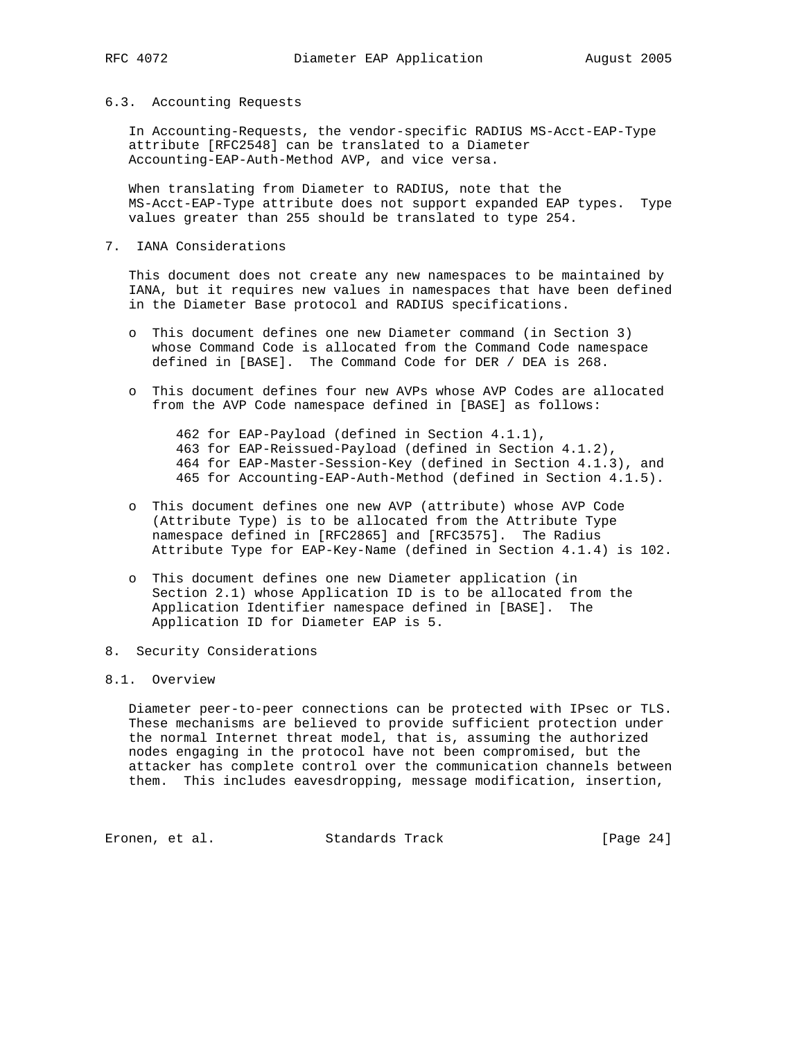### 6.3. Accounting Requests

In Accounting-Requests, the vendor-specific RADIUS MS-Acct-EAP-Type attribute [RFC2548] can be translated to a Diameter Accounting-EAP-Auth-Method AVP, and vice versa.

When translating from Diameter to RADIUS, note that the MS-Acct-EAP-Type attribute does not support expanded EAP types. Type values greater than 255 should be translated to type 254.

## 7. IANA Considerations

This document does not create any new namespaces to be maintained by IANA, but it requires new values in namespaces that have been defined in the Diameter Base protocol and RADIUS specifications.

- This document defines one new Diameter command (in Section 3) whose Command Code is allocated from the Command Code namespace defined in [BASE]. The Command Code for DER / DEA is 268.

- This document defines four new AVPs whose AVP Codes are allocated from the AVP Code namespace defined in [BASE] as follows:

    462 for EAP-Payload (defined in Section 4.1.1),
    463 for EAP-Reissued-Payload (defined in Section 4.1.2),
    464 for EAP-Master-Session-Key (defined in Section 4.1.3), and
    465 for Accounting-EAP-Auth-Method (defined in Section 4.1.5).

- This document defines one new AVP (attribute) whose AVP Code (Attribute Type) is to be allocated from the Attribute Type namespace defined in [RFC2865] and [RFC3575]. The Radius Attribute Type for EAP-Key-Name (defined in Section 4.1.4) is 102.

- This document defines one new Diameter application (in Section 2.1) whose Application ID is to be allocated from the Application Identifier namespace defined in [BASE]. The Application ID for Diameter EAP is 5.

## 8. Security Considerations

### 8.1. Overview

Diameter peer-to-peer connections can be protected with IPsec or TLS. These mechanisms are believed to provide sufficient protection under the normal Internet threat model, that is, assuming the authorized nodes engaging in the protocol have not been compromised, but the attacker has complete control over the communication channels between them. This includes eavesdropping, message modification, insertion,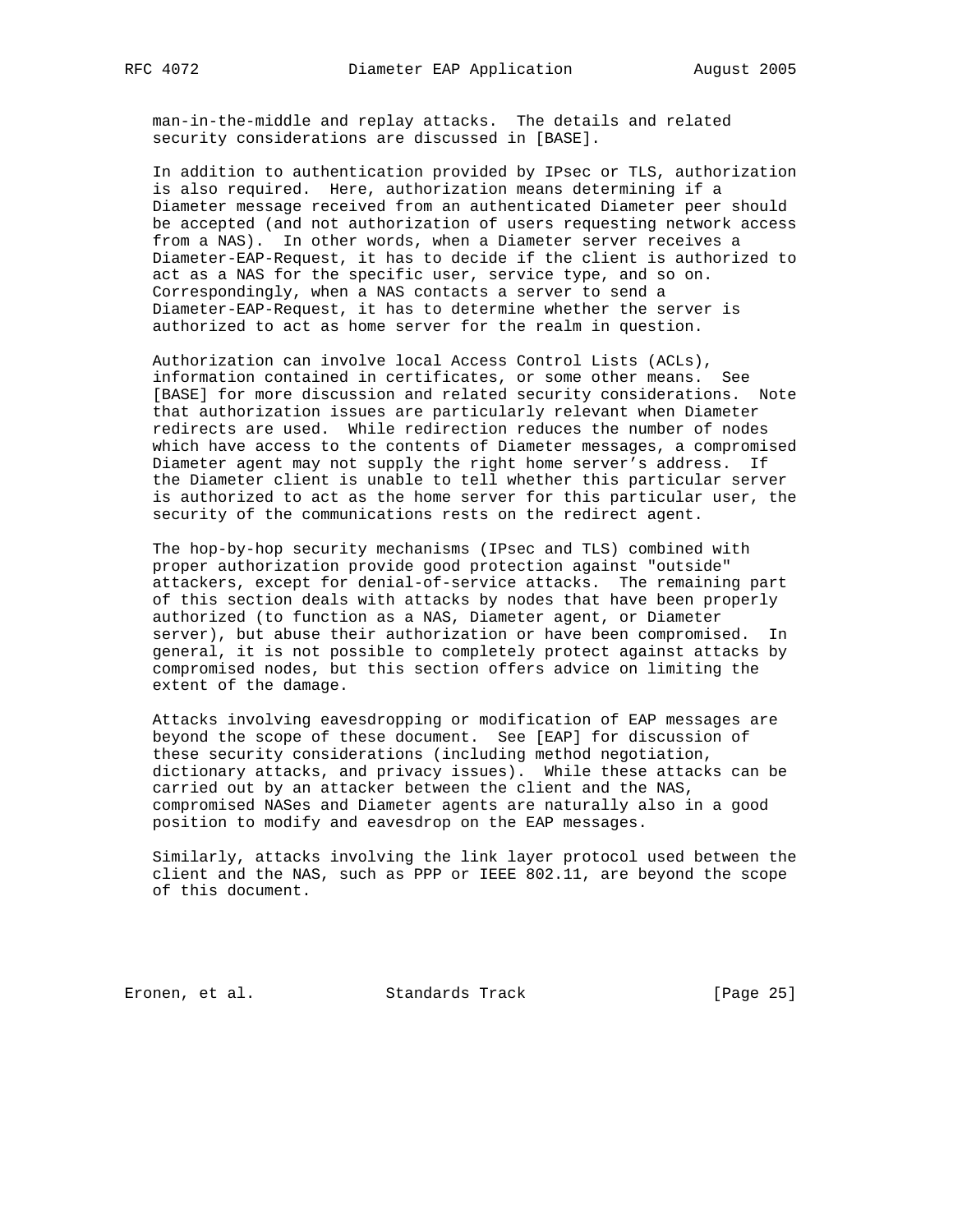man-in-the-middle and replay attacks. The details and related security considerations are discussed in [BASE].

In addition to authentication provided by IPsec or TLS, authorization is also required. Here, authorization means determining if a Diameter message received from an authenticated Diameter peer should be accepted (and not authorization of users requesting network access from a NAS). In other words, when a Diameter server receives a Diameter-EAP-Request, it has to decide if the client is authorized to act as a NAS for the specific user, service type, and so on. Correspondingly, when a NAS contacts a server to send a Diameter-EAP-Request, it has to determine whether the server is authorized to act as home server for the realm in question.

Authorization can involve local Access Control Lists (ACLs), information contained in certificates, or some other means. See [BASE] for more discussion and related security considerations. Note that authorization issues are particularly relevant when Diameter redirects are used. While redirection reduces the number of nodes which have access to the contents of Diameter messages, a compromised Diameter agent may not supply the right home server's address. If the Diameter client is unable to tell whether this particular server is authorized to act as the home server for this particular user, the security of the communications rests on the redirect agent.

The hop-by-hop security mechanisms (IPsec and TLS) combined with proper authorization provide good protection against "outside" attackers, except for denial-of-service attacks. The remaining part of this section deals with attacks by nodes that have been properly authorized (to function as a NAS, Diameter agent, or Diameter server), but abuse their authorization or have been compromised. In general, it is not possible to completely protect against attacks by compromised nodes, but this section offers advice on limiting the extent of the damage.

Attacks involving eavesdropping or modification of EAP messages are beyond the scope of these document. See [EAP] for discussion of these security considerations (including method negotiation, dictionary attacks, and privacy issues). While these attacks can be carried out by an attacker between the client and the NAS, compromised NASes and Diameter agents are naturally also in a good position to modify and eavesdrop on the EAP messages.

Similarly, attacks involving the link layer protocol used between the client and the NAS, such as PPP or IEEE 802.11, are beyond the scope of this document.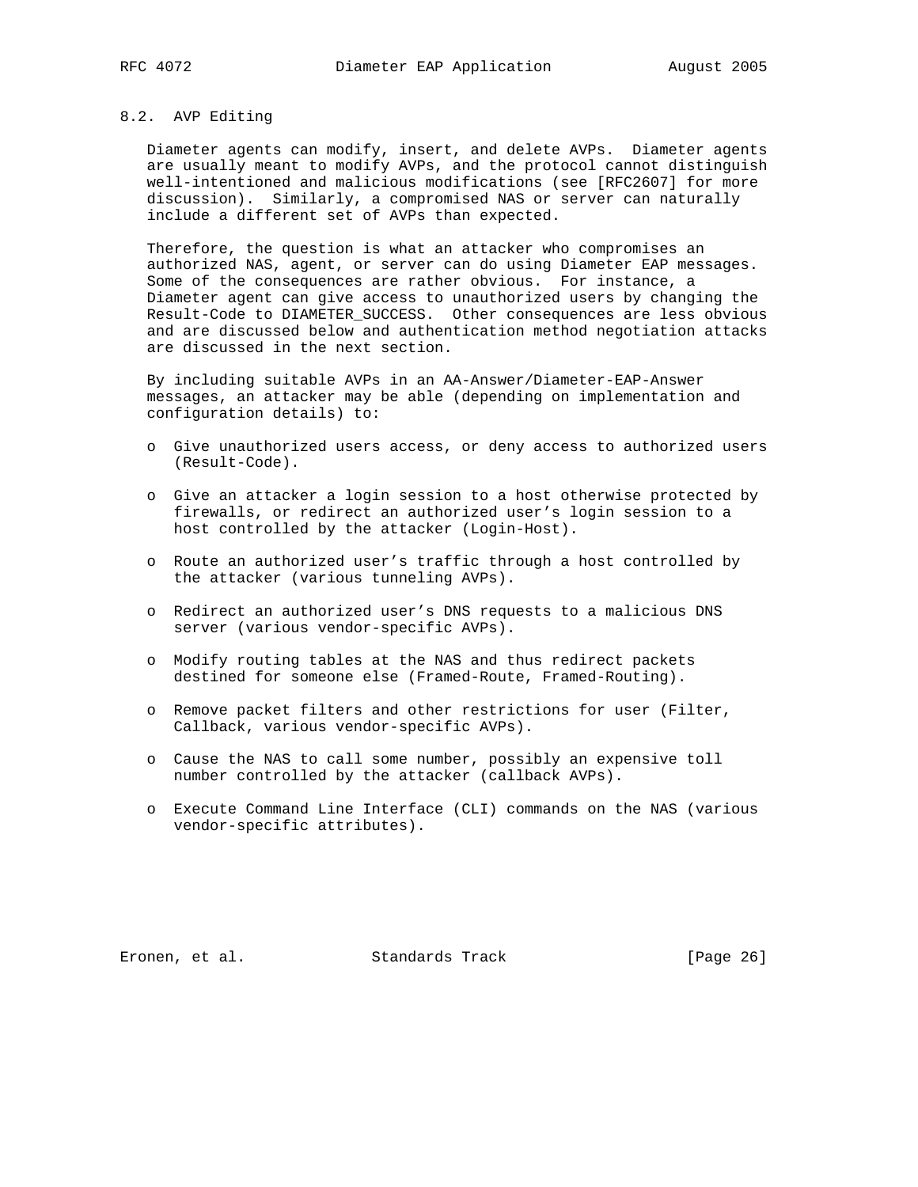## 8.2. AVP Editing

Diameter agents can modify, insert, and delete AVPs. Diameter agents are usually meant to modify AVPs, and the protocol cannot distinguish well-intentioned and malicious modifications (see [RFC2607] for more discussion). Similarly, a compromised NAS or server can naturally include a different set of AVPs than expected.

Therefore, the question is what an attacker who compromises an authorized NAS, agent, or server can do using Diameter EAP messages. Some of the consequences are rather obvious. For instance, a Diameter agent can give access to unauthorized users by changing the Result-Code to DIAMETER_SUCCESS. Other consequences are less obvious and are discussed below and authentication method negotiation attacks are discussed in the next section.

By including suitable AVPs in an AA-Answer/Diameter-EAP-Answer messages, an attacker may be able (depending on implementation and configuration details) to:

- Give unauthorized users access, or deny access to authorized users (Result-Code).
- Give an attacker a login session to a host otherwise protected by firewalls, or redirect an authorized user's login session to a host controlled by the attacker (Login-Host).
- Route an authorized user's traffic through a host controlled by the attacker (various tunneling AVPs).
- Redirect an authorized user's DNS requests to a malicious DNS server (various vendor-specific AVPs).
- Modify routing tables at the NAS and thus redirect packets destined for someone else (Framed-Route, Framed-Routing).
- Remove packet filters and other restrictions for user (Filter, Callback, various vendor-specific AVPs).
- Cause the NAS to call some number, possibly an expensive toll number controlled by the attacker (callback AVPs).
- Execute Command Line Interface (CLI) commands on the NAS (various vendor-specific attributes).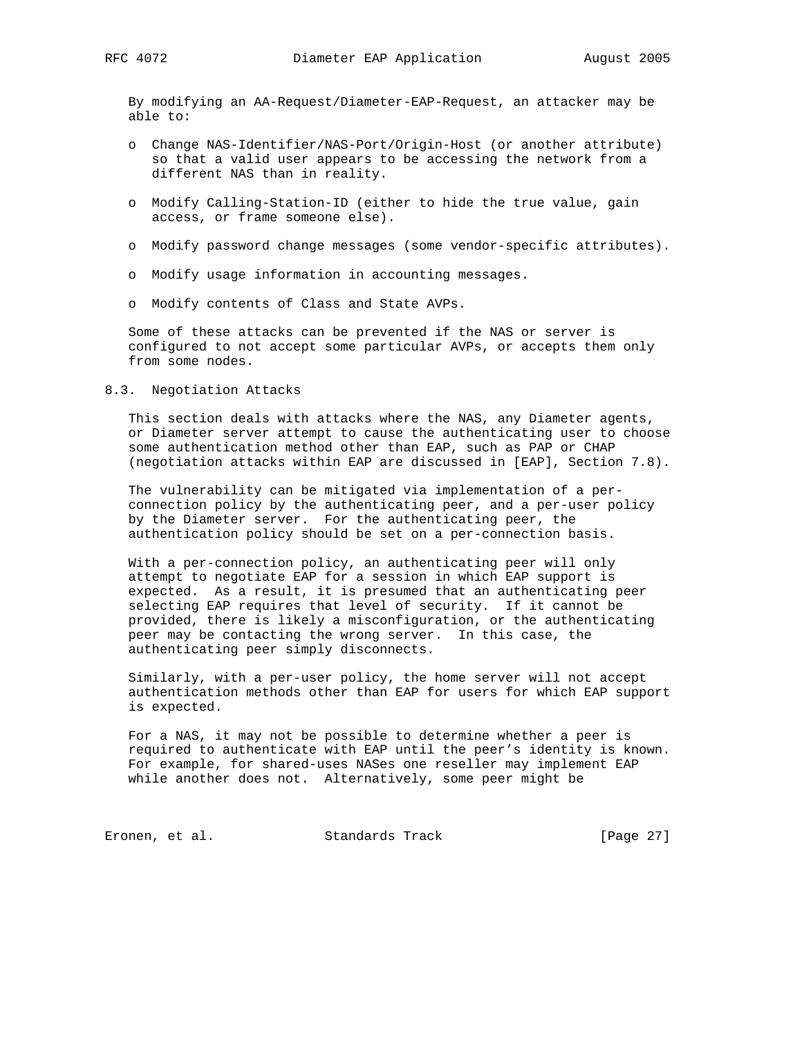By modifying an AA-Request/Diameter-EAP-Request, an attacker may be able to:

- Change NAS-Identifier/NAS-Port/Origin-Host (or another attribute) so that a valid user appears to be accessing the network from a different NAS than in reality.
- Modify Calling-Station-ID (either to hide the true value, gain access, or frame someone else).
- Modify password change messages (some vendor-specific attributes).
- Modify usage information in accounting messages.
- Modify contents of Class and State AVPs.

Some of these attacks can be prevented if the NAS or server is configured to not accept some particular AVPs, or accepts them only from some nodes.

## 8.3. Negotiation Attacks

This section deals with attacks where the NAS, any Diameter agents, or Diameter server attempt to cause the authenticating user to choose some authentication method other than EAP, such as PAP or CHAP (negotiation attacks within EAP are discussed in [EAP], Section 7.8).

The vulnerability can be mitigated via implementation of a per-connection policy by the authenticating peer, and a per-user policy by the Diameter server. For the authenticating peer, the authentication policy should be set on a per-connection basis.

With a per-connection policy, an authenticating peer will only attempt to negotiate EAP for a session in which EAP support is expected. As a result, it is presumed that an authenticating peer selecting EAP requires that level of security. If it cannot be provided, there is likely a misconfiguration, or the authenticating peer may be contacting the wrong server. In this case, the authenticating peer simply disconnects.

Similarly, with a per-user policy, the home server will not accept authentication methods other than EAP for users for which EAP support is expected.

For a NAS, it may not be possible to determine whether a peer is required to authenticate with EAP until the peer's identity is known. For example, for shared-uses NASes one reseller may implement EAP while another does not. Alternatively, some peer might be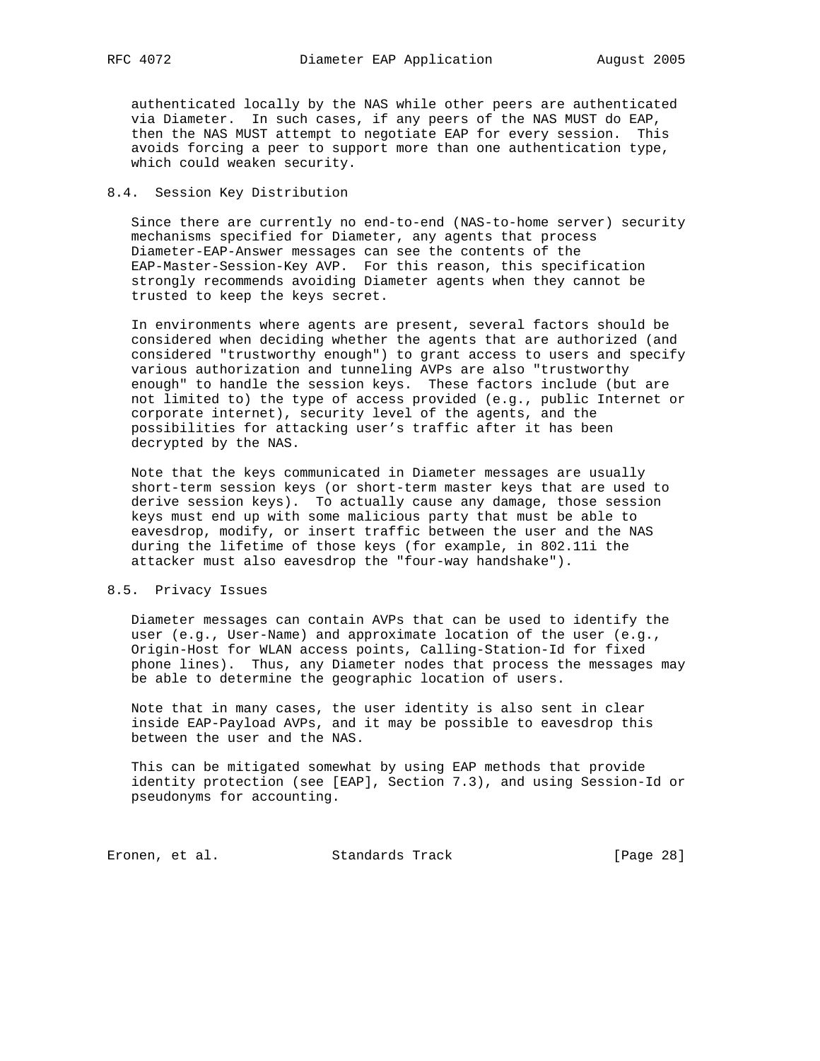authenticated locally by the NAS while other peers are authenticated via Diameter. In such cases, if any peers of the NAS MUST do EAP, then the NAS MUST attempt to negotiate EAP for every session. This avoids forcing a peer to support more than one authentication type, which could weaken security.

## 8.4. Session Key Distribution

Since there are currently no end-to-end (NAS-to-home server) security mechanisms specified for Diameter, any agents that process Diameter-EAP-Answer messages can see the contents of the EAP-Master-Session-Key AVP. For this reason, this specification strongly recommends avoiding Diameter agents when they cannot be trusted to keep the keys secret.

In environments where agents are present, several factors should be considered when deciding whether the agents that are authorized (and considered "trustworthy enough") to grant access to users and specify various authorization and tunneling AVPs are also "trustworthy enough" to handle the session keys. These factors include (but are not limited to) the type of access provided (e.g., public Internet or corporate internet), security level of the agents, and the possibilities for attacking user's traffic after it has been decrypted by the NAS.

Note that the keys communicated in Diameter messages are usually short-term session keys (or short-term master keys that are used to derive session keys). To actually cause any damage, those session keys must end up with some malicious party that must be able to eavesdrop, modify, or insert traffic between the user and the NAS during the lifetime of those keys (for example, in 802.11i the attacker must also eavesdrop the "four-way handshake").

## 8.5. Privacy Issues

Diameter messages can contain AVPs that can be used to identify the user (e.g., User-Name) and approximate location of the user (e.g., Origin-Host for WLAN access points, Calling-Station-Id for fixed phone lines). Thus, any Diameter nodes that process the messages may be able to determine the geographic location of users.

Note that in many cases, the user identity is also sent in clear inside EAP-Payload AVPs, and it may be possible to eavesdrop this between the user and the NAS.

This can be mitigated somewhat by using EAP methods that provide identity protection (see [EAP], Section 7.3), and using Session-Id or pseudonyms for accounting.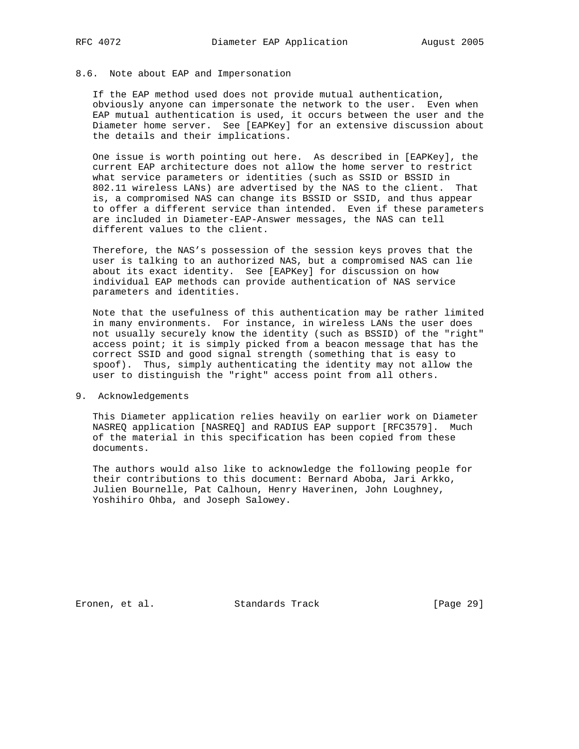### 8.6. Note about EAP and Impersonation

If the EAP method used does not provide mutual authentication, obviously anyone can impersonate the network to the user. Even when EAP mutual authentication is used, it occurs between the user and the Diameter home server. See [EAPKey] for an extensive discussion about the details and their implications.

One issue is worth pointing out here. As described in [EAPKey], the current EAP architecture does not allow the home server to restrict what service parameters or identities (such as SSID or BSSID in 802.11 wireless LANs) are advertised by the NAS to the client. That is, a compromised NAS can change its BSSID or SSID, and thus appear to offer a different service than intended. Even if these parameters are included in Diameter-EAP-Answer messages, the NAS can tell different values to the client.

Therefore, the NAS's possession of the session keys proves that the user is talking to an authorized NAS, but a compromised NAS can lie about its exact identity. See [EAPKey] for discussion on how individual EAP methods can provide authentication of NAS service parameters and identities.

Note that the usefulness of this authentication may be rather limited in many environments. For instance, in wireless LANs the user does not usually securely know the identity (such as BSSID) of the "right" access point; it is simply picked from a beacon message that has the correct SSID and good signal strength (something that is easy to spoof). Thus, simply authenticating the identity may not allow the user to distinguish the "right" access point from all others.

## 9. Acknowledgements

This Diameter application relies heavily on earlier work on Diameter NASREQ application [NASREQ] and RADIUS EAP support [RFC3579]. Much of the material in this specification has been copied from these documents.

The authors would also like to acknowledge the following people for their contributions to this document: Bernard Aboba, Jari Arkko, Julien Bournelle, Pat Calhoun, Henry Haverinen, John Loughney, Yoshihiro Ohba, and Joseph Salowey.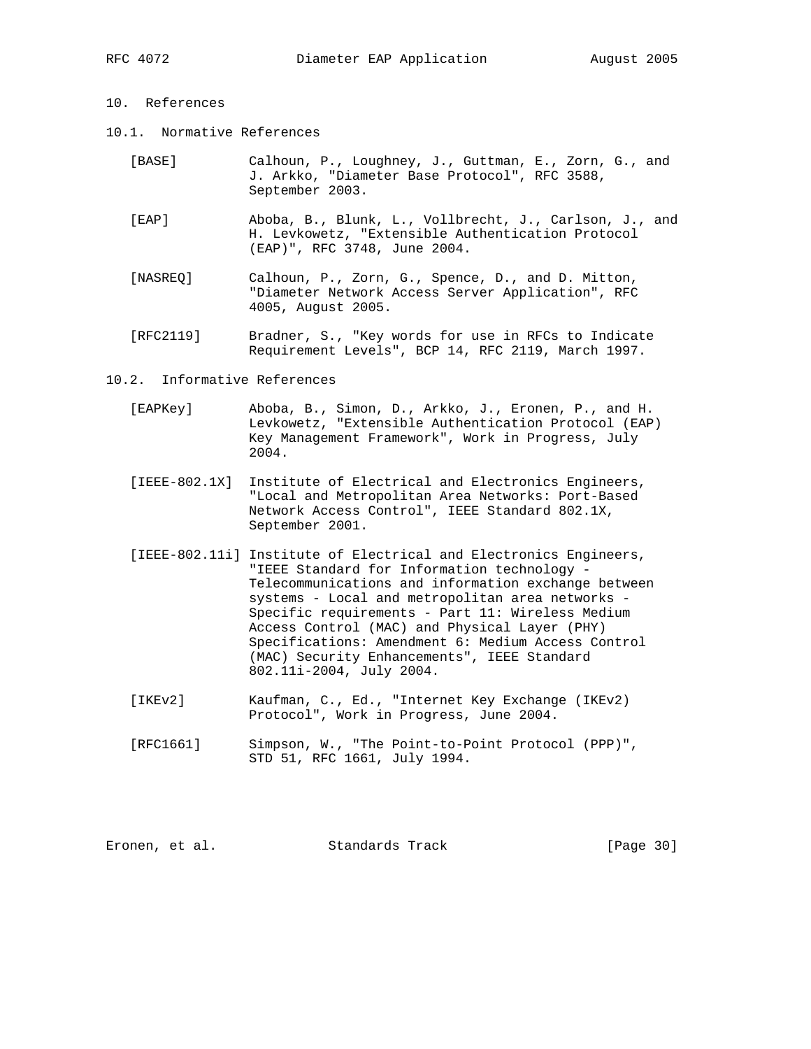# 10. References

## 10.1. Normative References

[BASE] Calhoun, P., Loughney, J., Guttman, E., Zorn, G., and J. Arkko, "Diameter Base Protocol", RFC 3588, September 2003.

[EAP] Aboba, B., Blunk, L., Vollbrecht, J., Carlson, J., and H. Levkowetz, "Extensible Authentication Protocol (EAP)", RFC 3748, June 2004.

[NASREQ] Calhoun, P., Zorn, G., Spence, D., and D. Mitton, "Diameter Network Access Server Application", RFC 4005, August 2005.

[RFC2119] Bradner, S., "Key words for use in RFCs to Indicate Requirement Levels", BCP 14, RFC 2119, March 1997.

## 10.2. Informative References

[EAPKey] Aboba, B., Simon, D., Arkko, J., Eronen, P., and H. Levkowetz, "Extensible Authentication Protocol (EAP) Key Management Framework", Work in Progress, July 2004.

[IEEE-802.1X] Institute of Electrical and Electronics Engineers, "Local and Metropolitan Area Networks: Port-Based Network Access Control", IEEE Standard 802.1X, September 2001.

[IEEE-802.11i] Institute of Electrical and Electronics Engineers, "IEEE Standard for Information technology - Telecommunications and information exchange between systems - Local and metropolitan area networks - Specific requirements - Part 11: Wireless Medium Access Control (MAC) and Physical Layer (PHY) Specifications: Amendment 6: Medium Access Control (MAC) Security Enhancements", IEEE Standard 802.11i-2004, July 2004.

[IKEv2] Kaufman, C., Ed., "Internet Key Exchange (IKEv2) Protocol", Work in Progress, June 2004.

[RFC1661] Simpson, W., "The Point-to-Point Protocol (PPP)", STD 51, RFC 1661, July 1994.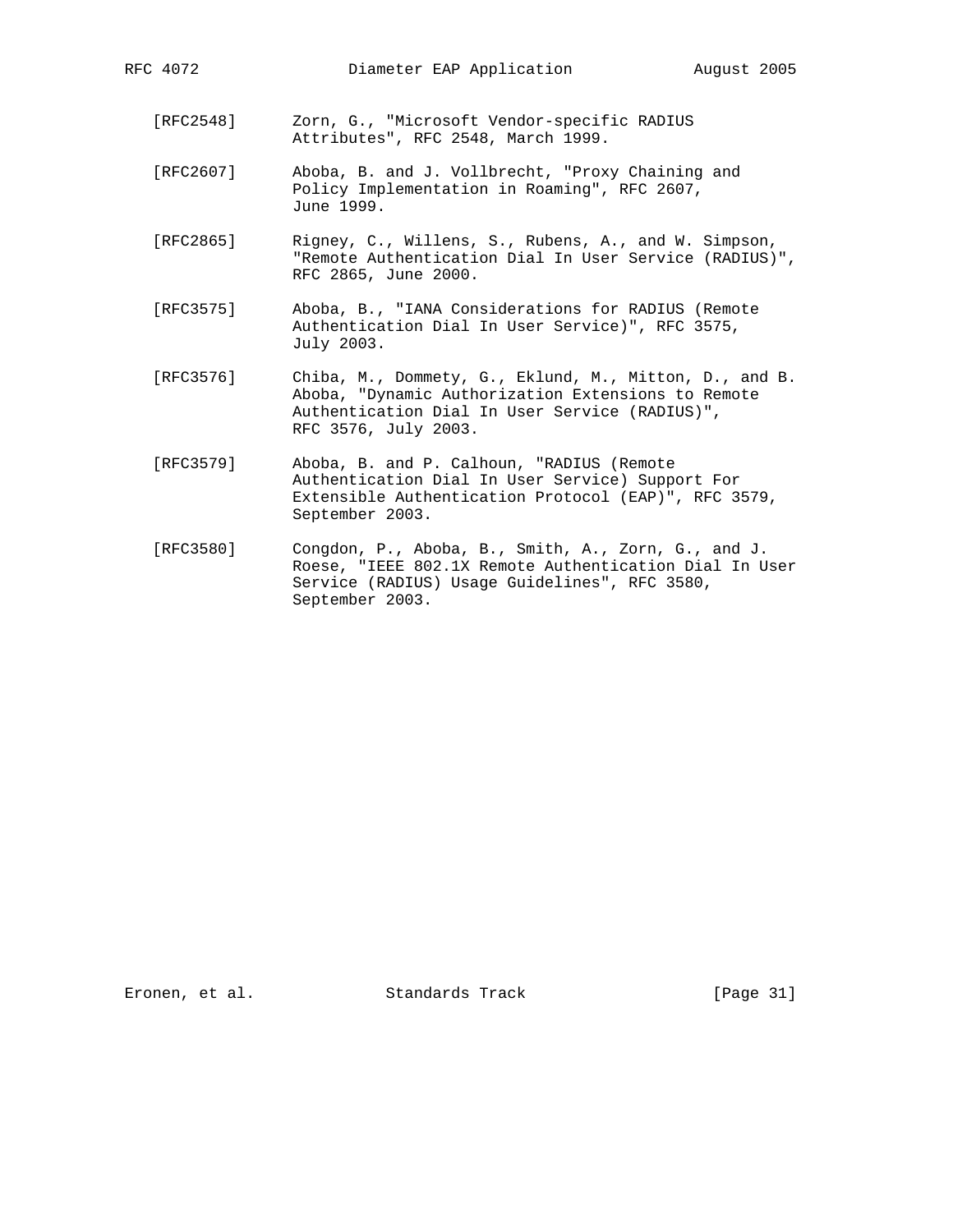[RFC2548] Zorn, G., "Microsoft Vendor-specific RADIUS Attributes", RFC 2548, March 1999.

[RFC2607] Aboba, B. and J. Vollbrecht, "Proxy Chaining and Policy Implementation in Roaming", RFC 2607, June 1999.

[RFC2865] Rigney, C., Willens, S., Rubens, A., and W. Simpson, "Remote Authentication Dial In User Service (RADIUS)", RFC 2865, June 2000.

[RFC3575] Aboba, B., "IANA Considerations for RADIUS (Remote Authentication Dial In User Service)", RFC 3575, July 2003.

[RFC3576] Chiba, M., Dommety, G., Eklund, M., Mitton, D., and B. Aboba, "Dynamic Authorization Extensions to Remote Authentication Dial In User Service (RADIUS)", RFC 3576, July 2003.

[RFC3579] Aboba, B. and P. Calhoun, "RADIUS (Remote Authentication Dial In User Service) Support For Extensible Authentication Protocol (EAP)", RFC 3579, September 2003.

[RFC3580] Congdon, P., Aboba, B., Smith, A., Zorn, G., and J. Roese, "IEEE 802.1X Remote Authentication Dial In User Service (RADIUS) Usage Guidelines", RFC 3580, September 2003.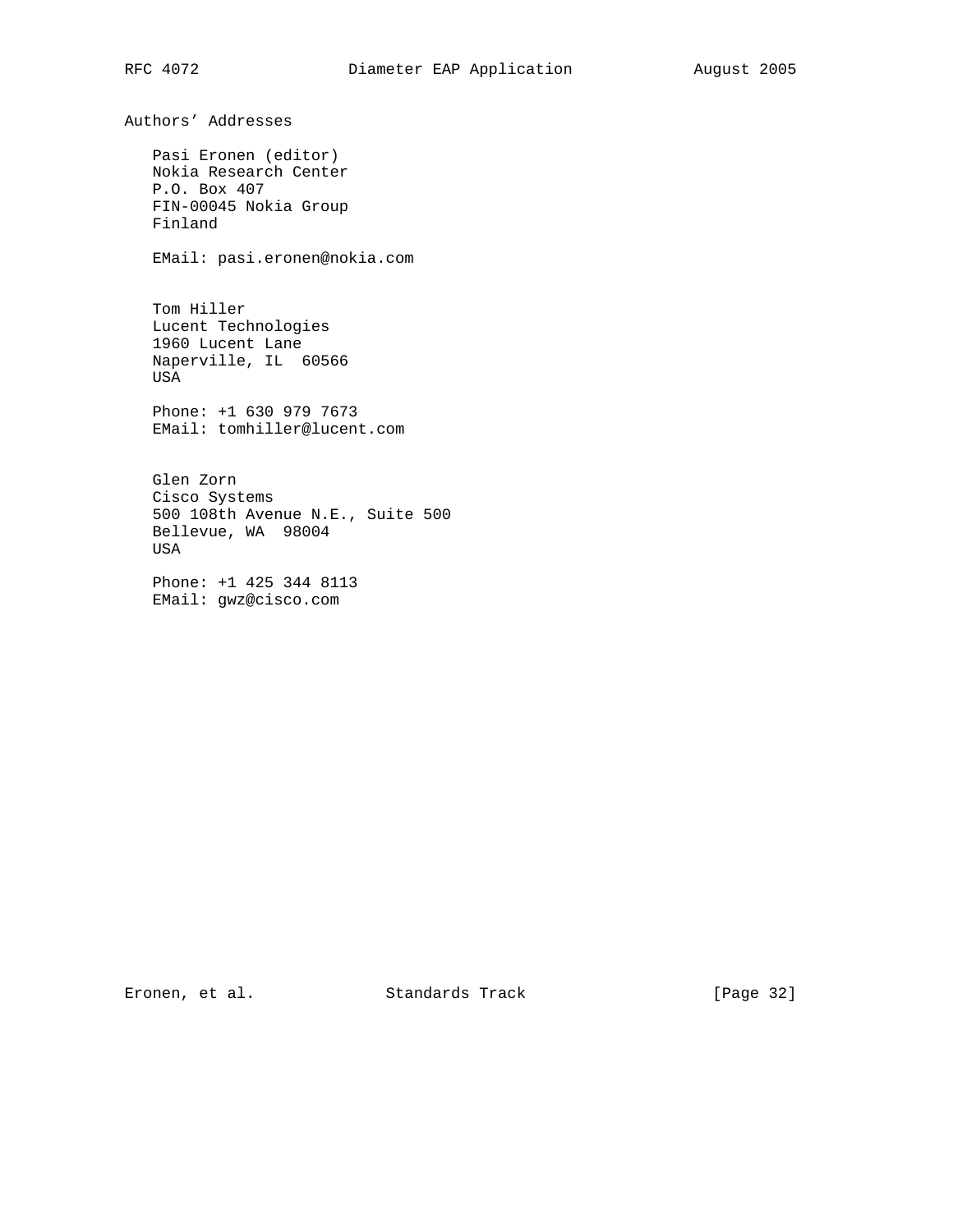## Authors' Addresses

Pasi Eronen (editor)
Nokia Research Center
P.O. Box 407
FIN-00045 Nokia Group
Finland

EMail: pasi.eronen@nokia.com

Tom Hiller
Lucent Technologies
1960 Lucent Lane
Naperville, IL 60566
USA

Phone: +1 630 979 7673
EMail: tomhiller@lucent.com

Glen Zorn
Cisco Systems
500 108th Avenue N.E., Suite 500
Bellevue, WA 98004
USA

Phone: +1 425 344 8113
EMail: gwz@cisco.com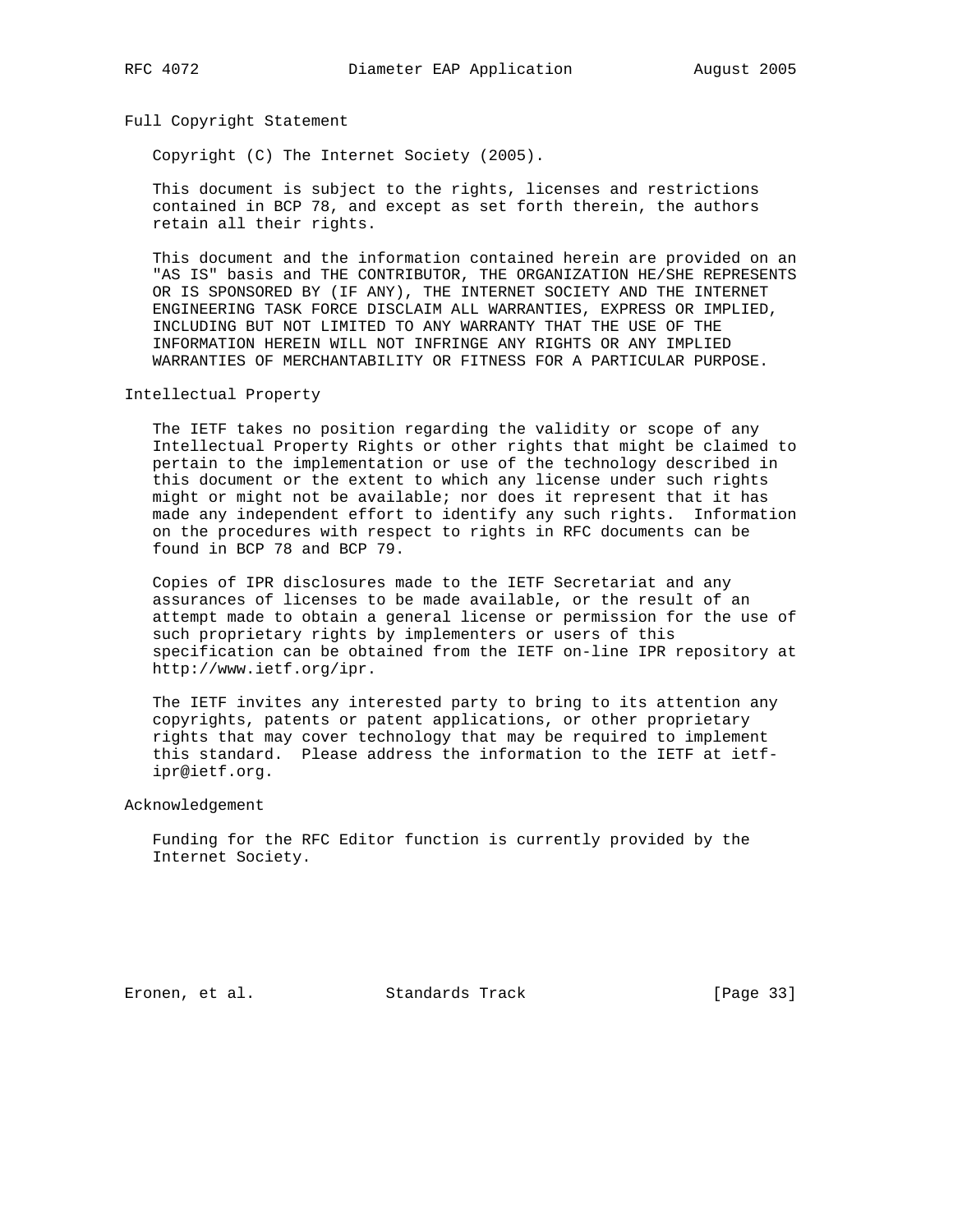## Full Copyright Statement

Copyright (C) The Internet Society (2005).

This document is subject to the rights, licenses and restrictions contained in BCP 78, and except as set forth therein, the authors retain all their rights.

This document and the information contained herein are provided on an "AS IS" basis and THE CONTRIBUTOR, THE ORGANIZATION HE/SHE REPRESENTS OR IS SPONSORED BY (IF ANY), THE INTERNET SOCIETY AND THE INTERNET ENGINEERING TASK FORCE DISCLAIM ALL WARRANTIES, EXPRESS OR IMPLIED, INCLUDING BUT NOT LIMITED TO ANY WARRANTY THAT THE USE OF THE INFORMATION HEREIN WILL NOT INFRINGE ANY RIGHTS OR ANY IMPLIED WARRANTIES OF MERCHANTABILITY OR FITNESS FOR A PARTICULAR PURPOSE.

## Intellectual Property

The IETF takes no position regarding the validity or scope of any Intellectual Property Rights or other rights that might be claimed to pertain to the implementation or use of the technology described in this document or the extent to which any license under such rights might or might not be available; nor does it represent that it has made any independent effort to identify any such rights. Information on the procedures with respect to rights in RFC documents can be found in BCP 78 and BCP 79.

Copies of IPR disclosures made to the IETF Secretariat and any assurances of licenses to be made available, or the result of an attempt made to obtain a general license or permission for the use of such proprietary rights by implementers or users of this specification can be obtained from the IETF on-line IPR repository at http://www.ietf.org/ipr.

The IETF invites any interested party to bring to its attention any copyrights, patents or patent applications, or other proprietary rights that may cover technology that may be required to implement this standard. Please address the information to the IETF at ietf-ipr@ietf.org.

## Acknowledgement

Funding for the RFC Editor function is currently provided by the Internet Society.